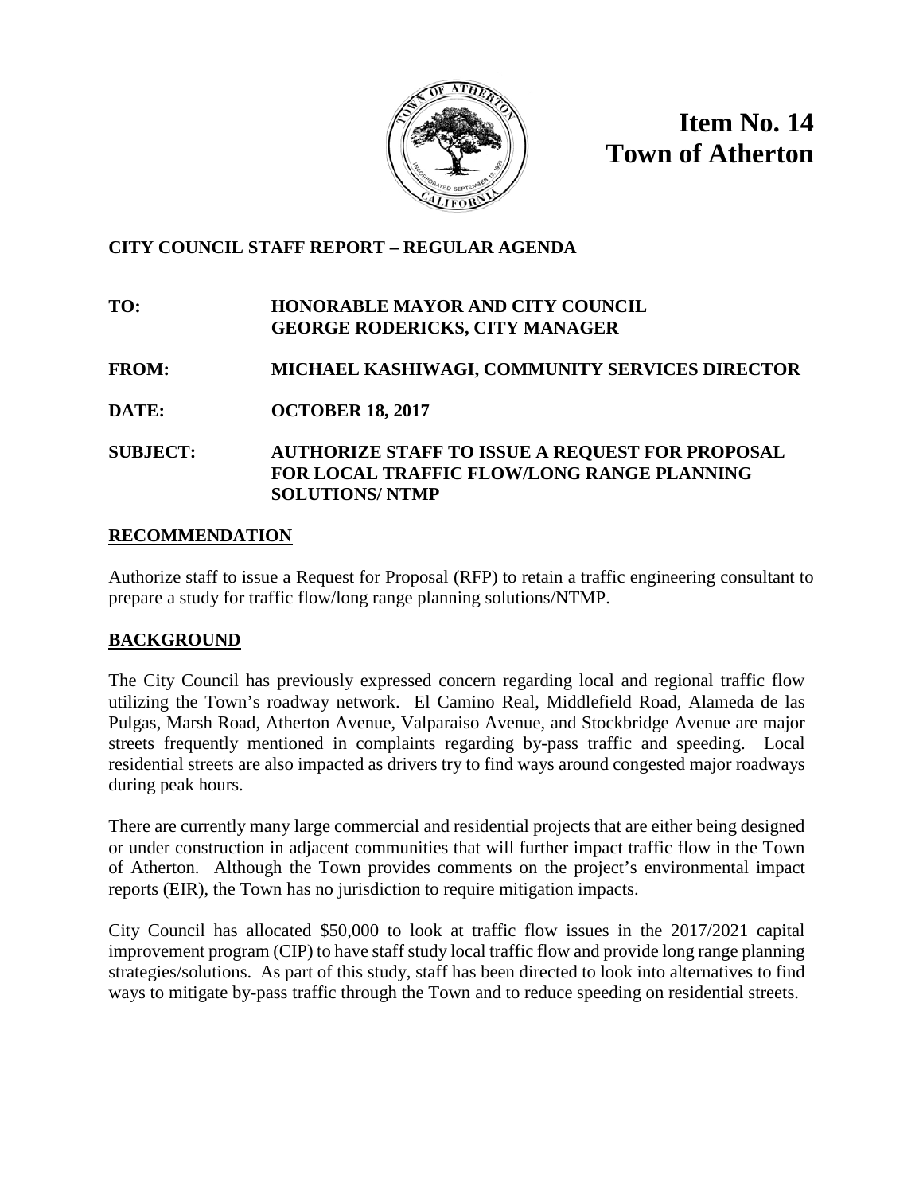# Item No. 14
# Town of Atherton

**CITY COUNCIL STAFF REPORT – REGULAR AGENDA**

**TO:** HONORABLE MAYOR AND CITY COUNCIL
GEORGE RODERICKS, CITY MANAGER

**FROM:** MICHAEL KASHIWAGI, COMMUNITY SERVICES DIRECTOR

**DATE:** OCTOBER 18, 2017

**SUBJECT:** AUTHORIZE STAFF TO ISSUE A REQUEST FOR PROPOSAL FOR LOCAL TRAFFIC FLOW/LONG RANGE PLANNING SOLUTIONS/ NTMP

## RECOMMENDATION

Authorize staff to issue a Request for Proposal (RFP) to retain a traffic engineering consultant to prepare a study for traffic flow/long range planning solutions/NTMP.

## BACKGROUND

The City Council has previously expressed concern regarding local and regional traffic flow utilizing the Town's roadway network. El Camino Real, Middlefield Road, Alameda de las Pulgas, Marsh Road, Atherton Avenue, Valparaiso Avenue, and Stockbridge Avenue are major streets frequently mentioned in complaints regarding by-pass traffic and speeding. Local residential streets are also impacted as drivers try to find ways around congested major roadways during peak hours.

There are currently many large commercial and residential projects that are either being designed or under construction in adjacent communities that will further impact traffic flow in the Town of Atherton. Although the Town provides comments on the project's environmental impact reports (EIR), the Town has no jurisdiction to require mitigation impacts.

City Council has allocated $50,000 to look at traffic flow issues in the 2017/2021 capital improvement program (CIP) to have staff study local traffic flow and provide long range planning strategies/solutions. As part of this study, staff has been directed to look into alternatives to find ways to mitigate by-pass traffic through the Town and to reduce speeding on residential streets.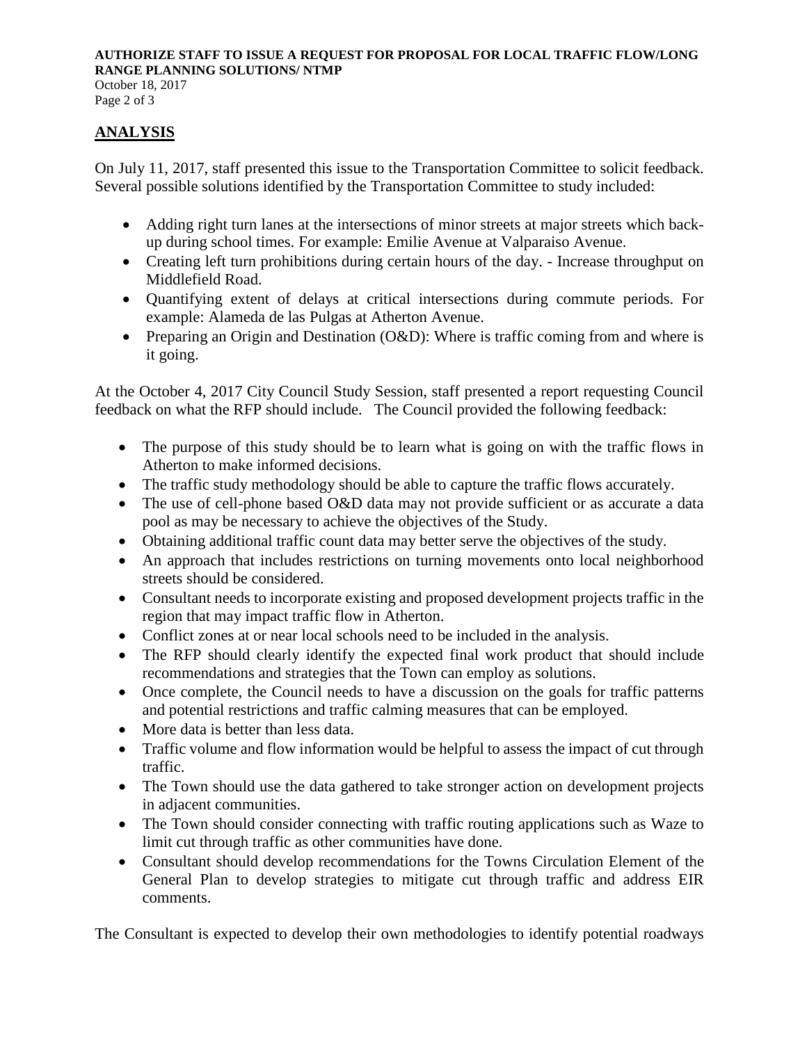## ANALYSIS

On July 11, 2017, staff presented this issue to the Transportation Committee to solicit feedback. Several possible solutions identified by the Transportation Committee to study included:

- Adding right turn lanes at the intersections of minor streets at major streets which back-up during school times. For example: Emilie Avenue at Valparaiso Avenue.
- Creating left turn prohibitions during certain hours of the day. - Increase throughput on Middlefield Road.
- Quantifying extent of delays at critical intersections during commute periods. For example: Alameda de las Pulgas at Atherton Avenue.
- Preparing an Origin and Destination (O&D): Where is traffic coming from and where is it going.

At the October 4, 2017 City Council Study Session, staff presented a report requesting Council feedback on what the RFP should include. The Council provided the following feedback:

- The purpose of this study should be to learn what is going on with the traffic flows in Atherton to make informed decisions.
- The traffic study methodology should be able to capture the traffic flows accurately.
- The use of cell-phone based O&D data may not provide sufficient or as accurate a data pool as may be necessary to achieve the objectives of the Study.
- Obtaining additional traffic count data may better serve the objectives of the study.
- An approach that includes restrictions on turning movements onto local neighborhood streets should be considered.
- Consultant needs to incorporate existing and proposed development projects traffic in the region that may impact traffic flow in Atherton.
- Conflict zones at or near local schools need to be included in the analysis.
- The RFP should clearly identify the expected final work product that should include recommendations and strategies that the Town can employ as solutions.
- Once complete, the Council needs to have a discussion on the goals for traffic patterns and potential restrictions and traffic calming measures that can be employed.
- More data is better than less data.
- Traffic volume and flow information would be helpful to assess the impact of cut through traffic.
- The Town should use the data gathered to take stronger action on development projects in adjacent communities.
- The Town should consider connecting with traffic routing applications such as Waze to limit cut through traffic as other communities have done.
- Consultant should develop recommendations for the Towns Circulation Element of the General Plan to develop strategies to mitigate cut through traffic and address EIR comments.

The Consultant is expected to develop their own methodologies to identify potential roadways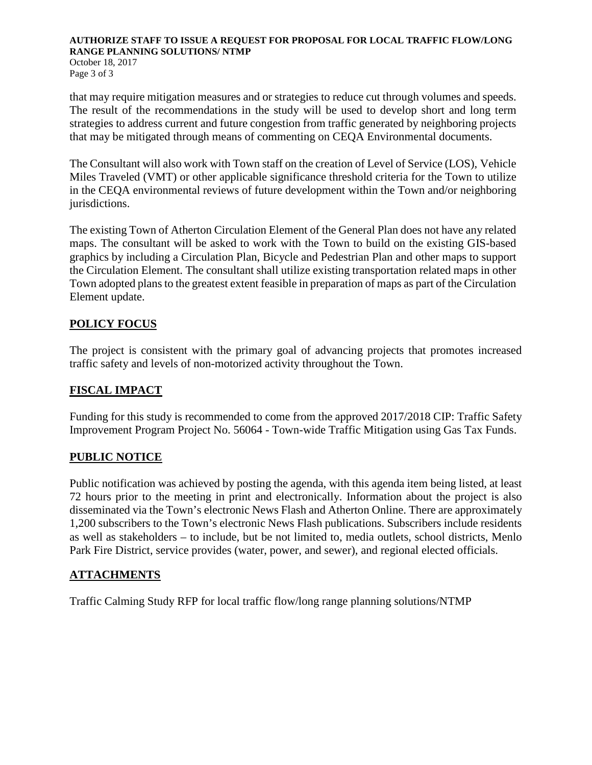that may require mitigation measures and or strategies to reduce cut through volumes and speeds. The result of the recommendations in the study will be used to develop short and long term strategies to address current and future congestion from traffic generated by neighboring projects that may be mitigated through means of commenting on CEQA Environmental documents.

The Consultant will also work with Town staff on the creation of Level of Service (LOS), Vehicle Miles Traveled (VMT) or other applicable significance threshold criteria for the Town to utilize in the CEQA environmental reviews of future development within the Town and/or neighboring jurisdictions.

The existing Town of Atherton Circulation Element of the General Plan does not have any related maps. The consultant will be asked to work with the Town to build on the existing GIS-based graphics by including a Circulation Plan, Bicycle and Pedestrian Plan and other maps to support the Circulation Element. The consultant shall utilize existing transportation related maps in other Town adopted plans to the greatest extent feasible in preparation of maps as part of the Circulation Element update.

## POLICY FOCUS

The project is consistent with the primary goal of advancing projects that promotes increased traffic safety and levels of non-motorized activity throughout the Town.

## FISCAL IMPACT

Funding for this study is recommended to come from the approved 2017/2018 CIP: Traffic Safety Improvement Program Project No. 56064 - Town-wide Traffic Mitigation using Gas Tax Funds.

## PUBLIC NOTICE

Public notification was achieved by posting the agenda, with this agenda item being listed, at least 72 hours prior to the meeting in print and electronically. Information about the project is also disseminated via the Town's electronic News Flash and Atherton Online. There are approximately 1,200 subscribers to the Town's electronic News Flash publications. Subscribers include residents as well as stakeholders – to include, but be not limited to, media outlets, school districts, Menlo Park Fire District, service provides (water, power, and sewer), and regional elected officials.

## ATTACHMENTS

Traffic Calming Study RFP for local traffic flow/long range planning solutions/NTMP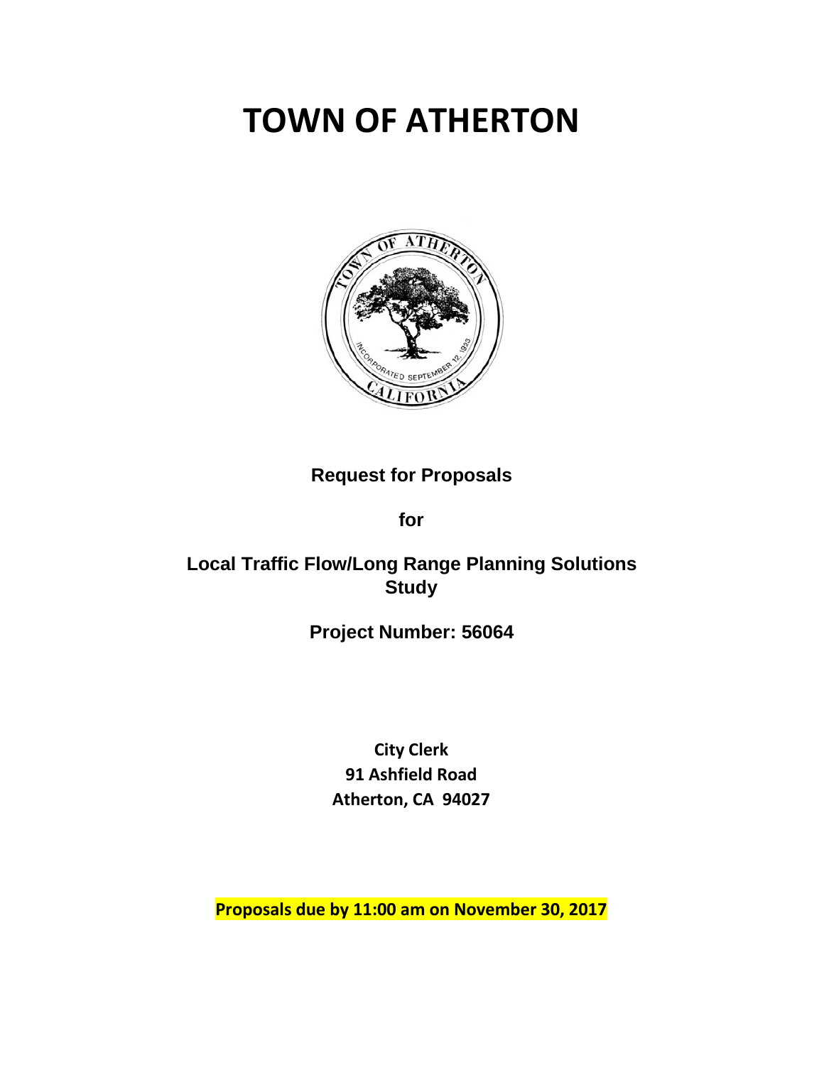# TOWN OF ATHERTON

**Request for Proposals**

**for**

**Local Traffic Flow/Long Range Planning Solutions Study**

**Project Number: 56064**

**City Clerk**
**91 Ashfield Road**
**Atherton, CA 94027**

**Proposals due by 11:00 am on November 30, 2017**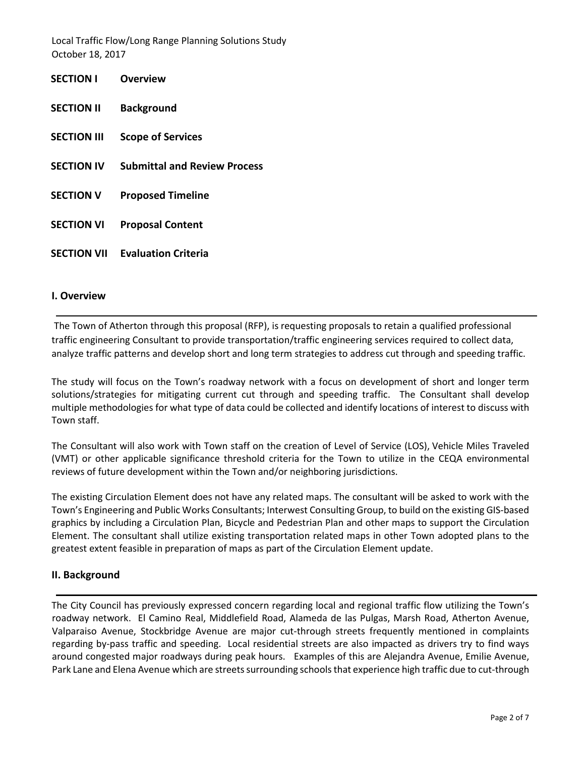| | |
|---|---|
| **SECTION I** | **Overview** |
| **SECTION II** | **Background** |
| **SECTION III** | **Scope of Services** |
| **SECTION IV** | **Submittal and Review Process** |
| **SECTION V** | **Proposed Timeline** |
| **SECTION VI** | **Proposal Content** |
| **SECTION VII** | **Evaluation Criteria** |

## I. Overview

The Town of Atherton through this proposal (RFP), is requesting proposals to retain a qualified professional traffic engineering Consultant to provide transportation/traffic engineering services required to collect data, analyze traffic patterns and develop short and long term strategies to address cut through and speeding traffic.

The study will focus on the Town's roadway network with a focus on development of short and longer term solutions/strategies for mitigating current cut through and speeding traffic. The Consultant shall develop multiple methodologies for what type of data could be collected and identify locations of interest to discuss with Town staff.

The Consultant will also work with Town staff on the creation of Level of Service (LOS), Vehicle Miles Traveled (VMT) or other applicable significance threshold criteria for the Town to utilize in the CEQA environmental reviews of future development within the Town and/or neighboring jurisdictions.

The existing Circulation Element does not have any related maps. The consultant will be asked to work with the Town's Engineering and Public Works Consultants; Interwest Consulting Group, to build on the existing GIS-based graphics by including a Circulation Plan, Bicycle and Pedestrian Plan and other maps to support the Circulation Element. The consultant shall utilize existing transportation related maps in other Town adopted plans to the greatest extent feasible in preparation of maps as part of the Circulation Element update.

## II. Background

The City Council has previously expressed concern regarding local and regional traffic flow utilizing the Town's roadway network. El Camino Real, Middlefield Road, Alameda de las Pulgas, Marsh Road, Atherton Avenue, Valparaiso Avenue, Stockbridge Avenue are major cut-through streets frequently mentioned in complaints regarding by-pass traffic and speeding. Local residential streets are also impacted as drivers try to find ways around congested major roadways during peak hours. Examples of this are Alejandra Avenue, Emilie Avenue, Park Lane and Elena Avenue which are streets surrounding schools that experience high traffic due to cut-through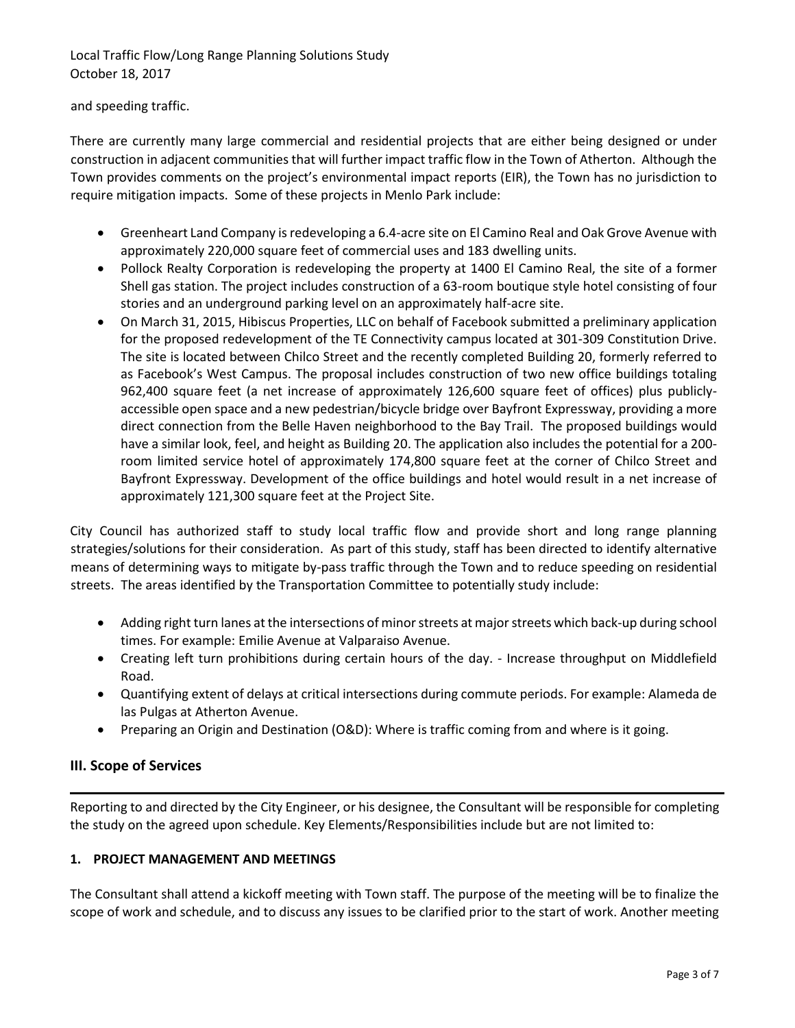and speeding traffic.

There are currently many large commercial and residential projects that are either being designed or under construction in adjacent communities that will further impact traffic flow in the Town of Atherton. Although the Town provides comments on the project's environmental impact reports (EIR), the Town has no jurisdiction to require mitigation impacts. Some of these projects in Menlo Park include:

- Greenheart Land Company is redeveloping a 6.4-acre site on El Camino Real and Oak Grove Avenue with approximately 220,000 square feet of commercial uses and 183 dwelling units.
- Pollock Realty Corporation is redeveloping the property at 1400 El Camino Real, the site of a former Shell gas station. The project includes construction of a 63-room boutique style hotel consisting of four stories and an underground parking level on an approximately half-acre site.
- On March 31, 2015, Hibiscus Properties, LLC on behalf of Facebook submitted a preliminary application for the proposed redevelopment of the TE Connectivity campus located at 301-309 Constitution Drive. The site is located between Chilco Street and the recently completed Building 20, formerly referred to as Facebook's West Campus. The proposal includes construction of two new office buildings totaling 962,400 square feet (a net increase of approximately 126,600 square feet of offices) plus publicly-accessible open space and a new pedestrian/bicycle bridge over Bayfront Expressway, providing a more direct connection from the Belle Haven neighborhood to the Bay Trail. The proposed buildings would have a similar look, feel, and height as Building 20. The application also includes the potential for a 200-room limited service hotel of approximately 174,800 square feet at the corner of Chilco Street and Bayfront Expressway. Development of the office buildings and hotel would result in a net increase of approximately 121,300 square feet at the Project Site.

City Council has authorized staff to study local traffic flow and provide short and long range planning strategies/solutions for their consideration. As part of this study, staff has been directed to identify alternative means of determining ways to mitigate by-pass traffic through the Town and to reduce speeding on residential streets. The areas identified by the Transportation Committee to potentially study include:

- Adding right turn lanes at the intersections of minor streets at major streets which back-up during school times. For example: Emilie Avenue at Valparaiso Avenue.
- Creating left turn prohibitions during certain hours of the day. - Increase throughput on Middlefield Road.
- Quantifying extent of delays at critical intersections during commute periods. For example: Alameda de las Pulgas at Atherton Avenue.
- Preparing an Origin and Destination (O&D): Where is traffic coming from and where is it going.

## III. Scope of Services

Reporting to and directed by the City Engineer, or his designee, the Consultant will be responsible for completing the study on the agreed upon schedule. Key Elements/Responsibilities include but are not limited to:

### 1. PROJECT MANAGEMENT AND MEETINGS

The Consultant shall attend a kickoff meeting with Town staff. The purpose of the meeting will be to finalize the scope of work and schedule, and to discuss any issues to be clarified prior to the start of work. Another meeting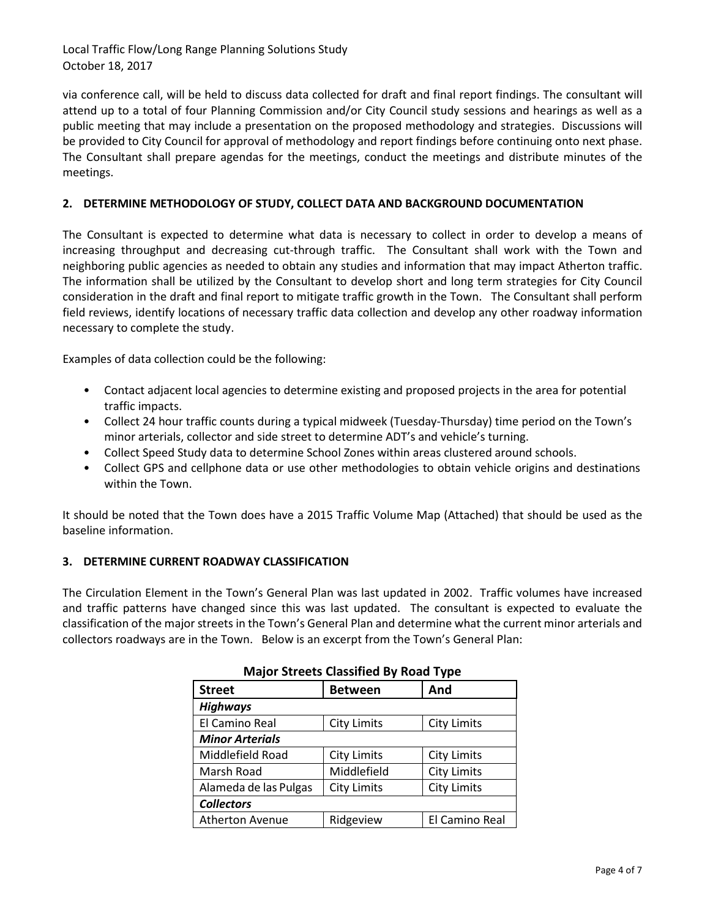via conference call, will be held to discuss data collected for draft and final report findings. The consultant will attend up to a total of four Planning Commission and/or City Council study sessions and hearings as well as a public meeting that may include a presentation on the proposed methodology and strategies. Discussions will be provided to City Council for approval of methodology and report findings before continuing onto next phase. The Consultant shall prepare agendas for the meetings, conduct the meetings and distribute minutes of the meetings.

## 2. DETERMINE METHODOLOGY OF STUDY, COLLECT DATA AND BACKGROUND DOCUMENTATION

The Consultant is expected to determine what data is necessary to collect in order to develop a means of increasing throughput and decreasing cut-through traffic. The Consultant shall work with the Town and neighboring public agencies as needed to obtain any studies and information that may impact Atherton traffic. The information shall be utilized by the Consultant to develop short and long term strategies for City Council consideration in the draft and final report to mitigate traffic growth in the Town. The Consultant shall perform field reviews, identify locations of necessary traffic data collection and develop any other roadway information necessary to complete the study.

Examples of data collection could be the following:

- Contact adjacent local agencies to determine existing and proposed projects in the area for potential traffic impacts.
- Collect 24 hour traffic counts during a typical midweek (Tuesday-Thursday) time period on the Town's minor arterials, collector and side street to determine ADT's and vehicle's turning.
- Collect Speed Study data to determine School Zones within areas clustered around schools.
- Collect GPS and cellphone data or use other methodologies to obtain vehicle origins and destinations within the Town.

It should be noted that the Town does have a 2015 Traffic Volume Map (Attached) that should be used as the baseline information.

## 3. DETERMINE CURRENT ROADWAY CLASSIFICATION

The Circulation Element in the Town's General Plan was last updated in 2002. Traffic volumes have increased and traffic patterns have changed since this was last updated. The consultant is expected to evaluate the classification of the major streets in the Town's General Plan and determine what the current minor arterials and collectors roadways are in the Town. Below is an excerpt from the Town's General Plan:

**Major Streets Classified By Road Type**

| Street | Between | And |
|---|---|---|
| ***Highways*** | | |
| El Camino Real | City Limits | City Limits |
| ***Minor Arterials*** | | |
| Middlefield Road | City Limits | City Limits |
| Marsh Road | Middlefield | City Limits |
| Alameda de las Pulgas | City Limits | City Limits |
| ***Collectors*** | | |
| Atherton Avenue | Ridgeview | El Camino Real |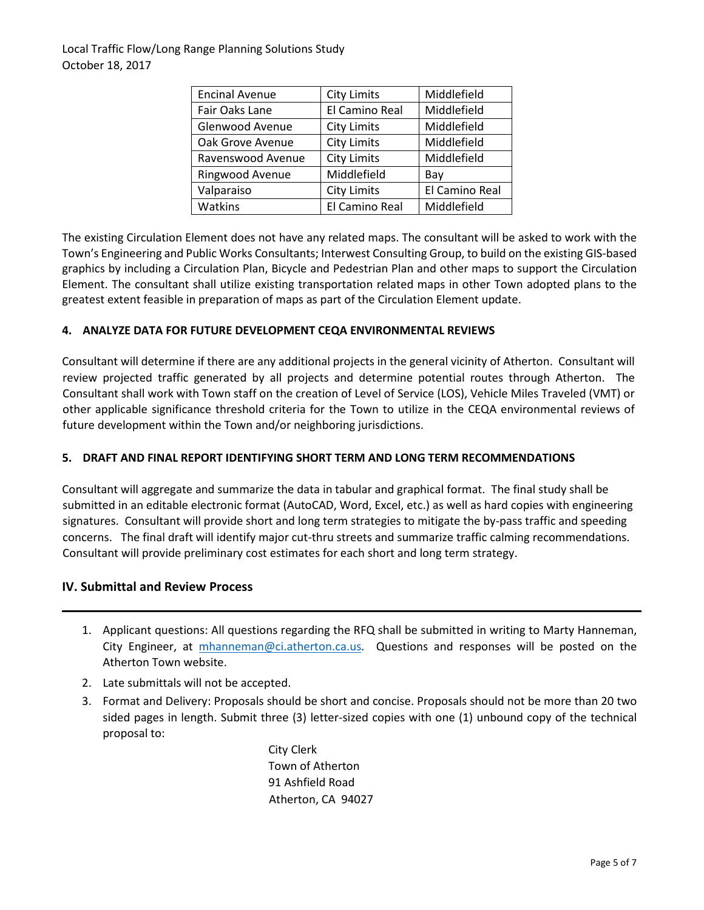| Encinal Avenue | City Limits | Middlefield |
|---|---|---|
| Fair Oaks Lane | El Camino Real | Middlefield |
| Glenwood Avenue | City Limits | Middlefield |
| Oak Grove Avenue | City Limits | Middlefield |
| Ravenswood Avenue | City Limits | Middlefield |
| Ringwood Avenue | Middlefield | Bay |
| Valparaiso | City Limits | El Camino Real |
| Watkins | El Camino Real | Middlefield |

The existing Circulation Element does not have any related maps. The consultant will be asked to work with the Town's Engineering and Public Works Consultants; Interwest Consulting Group, to build on the existing GIS-based graphics by including a Circulation Plan, Bicycle and Pedestrian Plan and other maps to support the Circulation Element. The consultant shall utilize existing transportation related maps in other Town adopted plans to the greatest extent feasible in preparation of maps as part of the Circulation Element update.

**4. ANALYZE DATA FOR FUTURE DEVELOPMENT CEQA ENVIRONMENTAL REVIEWS**

Consultant will determine if there are any additional projects in the general vicinity of Atherton. Consultant will review projected traffic generated by all projects and determine potential routes through Atherton. The Consultant shall work with Town staff on the creation of Level of Service (LOS), Vehicle Miles Traveled (VMT) or other applicable significance threshold criteria for the Town to utilize in the CEQA environmental reviews of future development within the Town and/or neighboring jurisdictions.

**5. DRAFT AND FINAL REPORT IDENTIFYING SHORT TERM AND LONG TERM RECOMMENDATIONS**

Consultant will aggregate and summarize the data in tabular and graphical format. The final study shall be submitted in an editable electronic format (AutoCAD, Word, Excel, etc.) as well as hard copies with engineering signatures. Consultant will provide short and long term strategies to mitigate the by-pass traffic and speeding concerns. The final draft will identify major cut-thru streets and summarize traffic calming recommendations. Consultant will provide preliminary cost estimates for each short and long term strategy.

## IV. Submittal and Review Process

1. Applicant questions: All questions regarding the RFQ shall be submitted in writing to Marty Hanneman, City Engineer, at mhanneman@ci.atherton.ca.us. Questions and responses will be posted on the Atherton Town website.
2. Late submittals will not be accepted.
3. Format and Delivery: Proposals should be short and concise. Proposals should not be more than 20 two sided pages in length. Submit three (3) letter-sized copies with one (1) unbound copy of the technical proposal to:

   City Clerk
   Town of Atherton
   91 Ashfield Road
   Atherton, CA 94027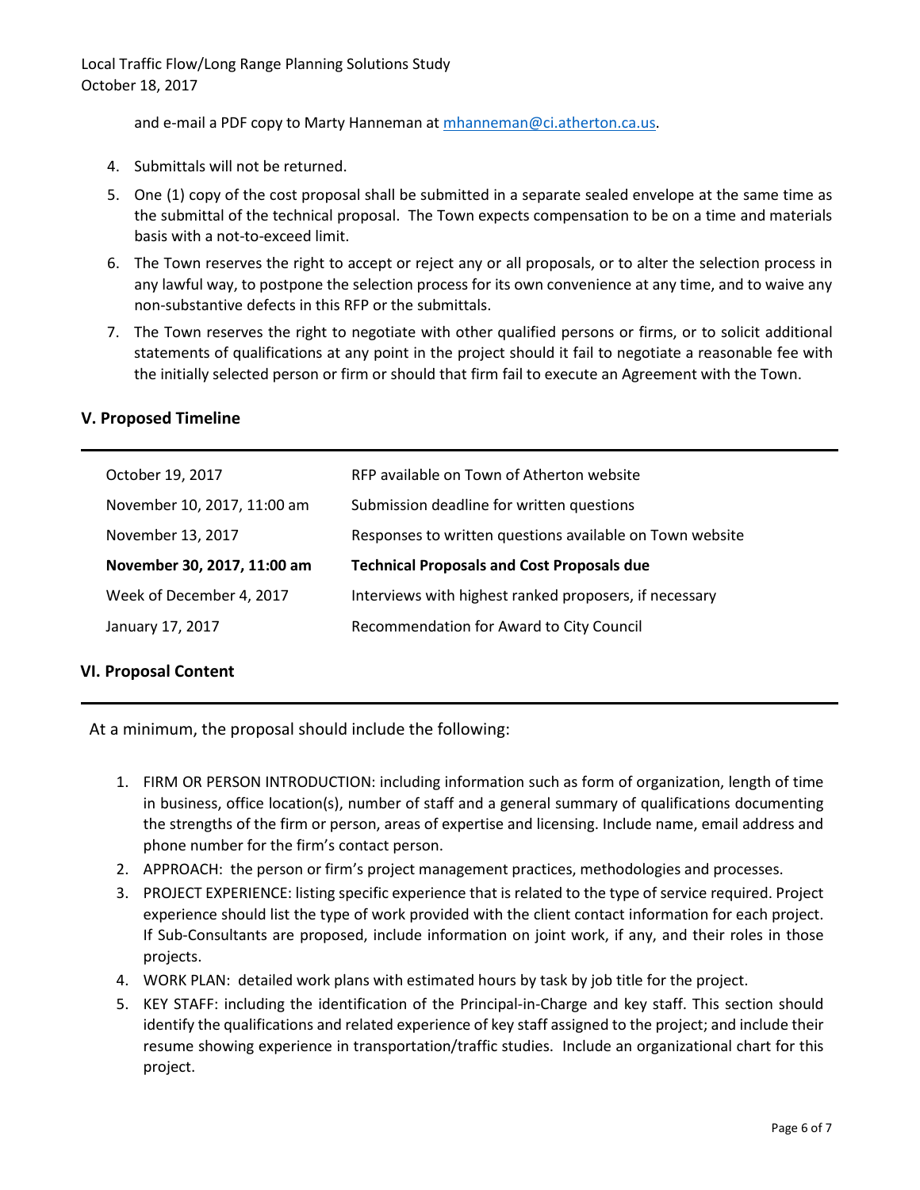and e-mail a PDF copy to Marty Hanneman at mhanneman@ci.atherton.ca.us.

4. Submittals will not be returned.
5. One (1) copy of the cost proposal shall be submitted in a separate sealed envelope at the same time as the submittal of the technical proposal. The Town expects compensation to be on a time and materials basis with a not-to-exceed limit.
6. The Town reserves the right to accept or reject any or all proposals, or to alter the selection process in any lawful way, to postpone the selection process for its own convenience at any time, and to waive any non-substantive defects in this RFP or the submittals.
7. The Town reserves the right to negotiate with other qualified persons or firms, or to solicit additional statements of qualifications at any point in the project should it fail to negotiate a reasonable fee with the initially selected person or firm or should that firm fail to execute an Agreement with the Town.

## V. Proposed Timeline

| | |
|---|---|
| October 19, 2017 | RFP available on Town of Atherton website |
| November 10, 2017, 11:00 am | Submission deadline for written questions |
| November 13, 2017 | Responses to written questions available on Town website |
| **November 30, 2017, 11:00 am** | **Technical Proposals and Cost Proposals due** |
| Week of December 4, 2017 | Interviews with highest ranked proposers, if necessary |
| January 17, 2017 | Recommendation for Award to City Council |

## VI. Proposal Content

At a minimum, the proposal should include the following:

1. FIRM OR PERSON INTRODUCTION: including information such as form of organization, length of time in business, office location(s), number of staff and a general summary of qualifications documenting the strengths of the firm or person, areas of expertise and licensing. Include name, email address and phone number for the firm's contact person.
2. APPROACH: the person or firm's project management practices, methodologies and processes.
3. PROJECT EXPERIENCE: listing specific experience that is related to the type of service required. Project experience should list the type of work provided with the client contact information for each project. If Sub-Consultants are proposed, include information on joint work, if any, and their roles in those projects.
4. WORK PLAN: detailed work plans with estimated hours by task by job title for the project.
5. KEY STAFF: including the identification of the Principal-in-Charge and key staff. This section should identify the qualifications and related experience of key staff assigned to the project; and include their resume showing experience in transportation/traffic studies. Include an organizational chart for this project.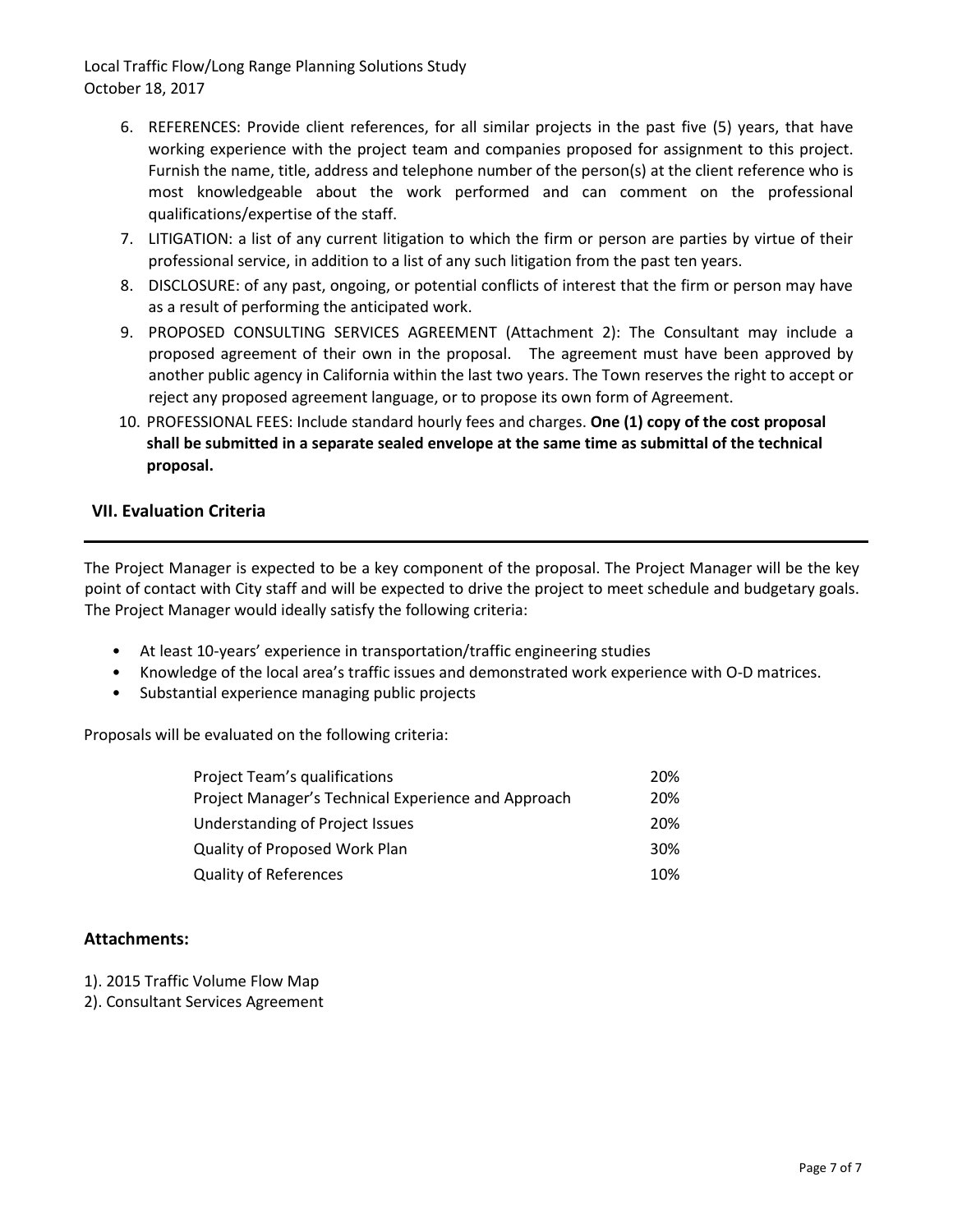6. REFERENCES: Provide client references, for all similar projects in the past five (5) years, that have working experience with the project team and companies proposed for assignment to this project. Furnish the name, title, address and telephone number of the person(s) at the client reference who is most knowledgeable about the work performed and can comment on the professional qualifications/expertise of the staff.
7. LITIGATION: a list of any current litigation to which the firm or person are parties by virtue of their professional service, in addition to a list of any such litigation from the past ten years.
8. DISCLOSURE: of any past, ongoing, or potential conflicts of interest that the firm or person may have as a result of performing the anticipated work.
9. PROPOSED CONSULTING SERVICES AGREEMENT (Attachment 2): The Consultant may include a proposed agreement of their own in the proposal. The agreement must have been approved by another public agency in California within the last two years. The Town reserves the right to accept or reject any proposed agreement language, or to propose its own form of Agreement.
10. PROFESSIONAL FEES: Include standard hourly fees and charges. **One (1) copy of the cost proposal shall be submitted in a separate sealed envelope at the same time as submittal of the technical proposal.**

## VII. Evaluation Criteria

The Project Manager is expected to be a key component of the proposal. The Project Manager will be the key point of contact with City staff and will be expected to drive the project to meet schedule and budgetary goals. The Project Manager would ideally satisfy the following criteria:

- At least 10-years' experience in transportation/traffic engineering studies
- Knowledge of the local area's traffic issues and demonstrated work experience with O-D matrices.
- Substantial experience managing public projects

Proposals will be evaluated on the following criteria:

| Criteria | Weight |
|---|---|
| Project Team's qualifications | 20% |
| Project Manager's Technical Experience and Approach | 20% |
| Understanding of Project Issues | 20% |
| Quality of Proposed Work Plan | 30% |
| Quality of References | 10% |

**Attachments:**

1). 2015 Traffic Volume Flow Map
2). Consultant Services Agreement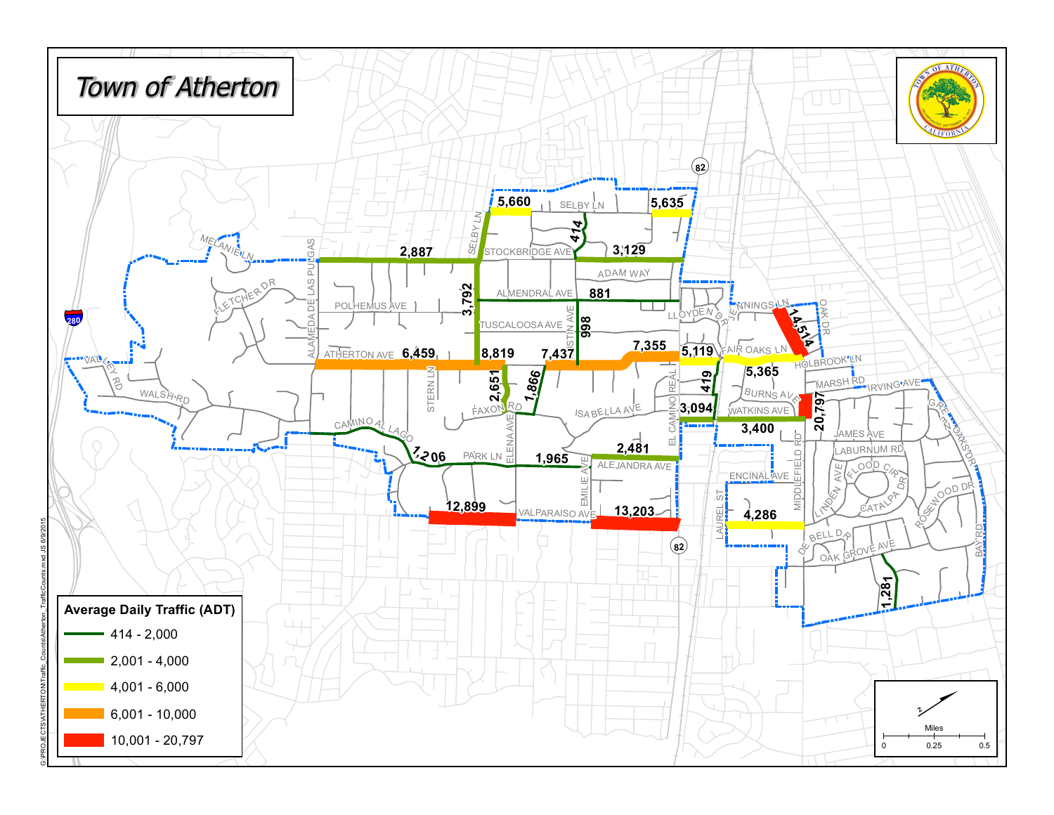# Town of Atherton

**Average Daily Traffic (ADT)**

- 414 - 2,000
- 2,001 - 4,000
- 4,001 - 6,000
- 6,001 - 10,000
- 10,001 - 20,797

Miles: 0, 0.25, 0.5

G:\PROJECTS\ATHERTON\Traffic_Counts\Atherton_TrafficCounts.mxd JS 6/9/2015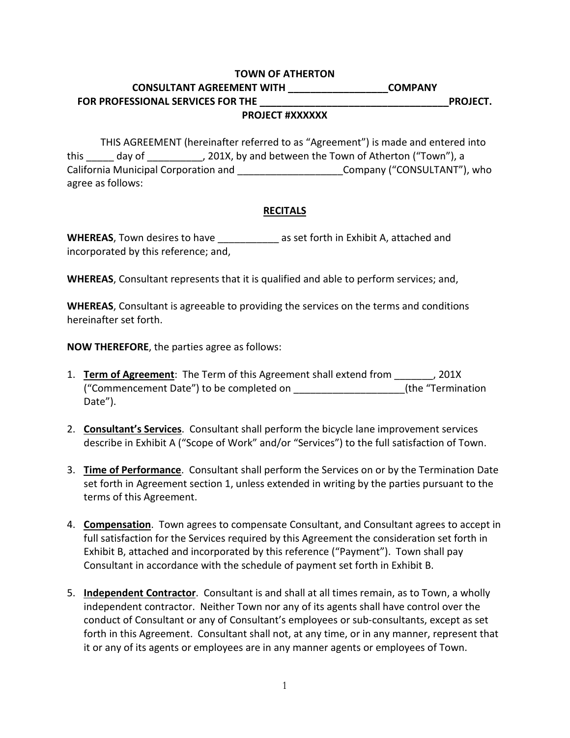**TOWN OF ATHERTON**
**CONSULTANT AGREEMENT WITH __________________COMPANY**
**FOR PROFESSIONAL SERVICES FOR THE ___________________________________PROJECT.**
**PROJECT #XXXXXX**

THIS AGREEMENT (hereinafter referred to as "Agreement") is made and entered into this _____ day of __________, 201X, by and between the Town of Atherton ("Town"), a California Municipal Corporation and ___________________Company ("CONSULTANT"), who agree as follows:

**RECITALS**

**WHEREAS**, Town desires to have ___________ as set forth in Exhibit A, attached and incorporated by this reference; and,

**WHEREAS**, Consultant represents that it is qualified and able to perform services; and,

**WHEREAS**, Consultant is agreeable to providing the services on the terms and conditions hereinafter set forth.

**NOW THEREFORE**, the parties agree as follows:

1. **Term of Agreement**: The Term of this Agreement shall extend from _______, 201X ("Commencement Date") to be completed on ____________________(the "Termination Date").

2. **Consultant's Services**. Consultant shall perform the bicycle lane improvement services describe in Exhibit A ("Scope of Work" and/or "Services") to the full satisfaction of Town.

3. **Time of Performance**. Consultant shall perform the Services on or by the Termination Date set forth in Agreement section 1, unless extended in writing by the parties pursuant to the terms of this Agreement.

4. **Compensation**. Town agrees to compensate Consultant, and Consultant agrees to accept in full satisfaction for the Services required by this Agreement the consideration set forth in Exhibit B, attached and incorporated by this reference ("Payment"). Town shall pay Consultant in accordance with the schedule of payment set forth in Exhibit B.

5. **Independent Contractor**. Consultant is and shall at all times remain, as to Town, a wholly independent contractor. Neither Town nor any of its agents shall have control over the conduct of Consultant or any of Consultant's employees or sub-consultants, except as set forth in this Agreement. Consultant shall not, at any time, or in any manner, represent that it or any of its agents or employees are in any manner agents or employees of Town.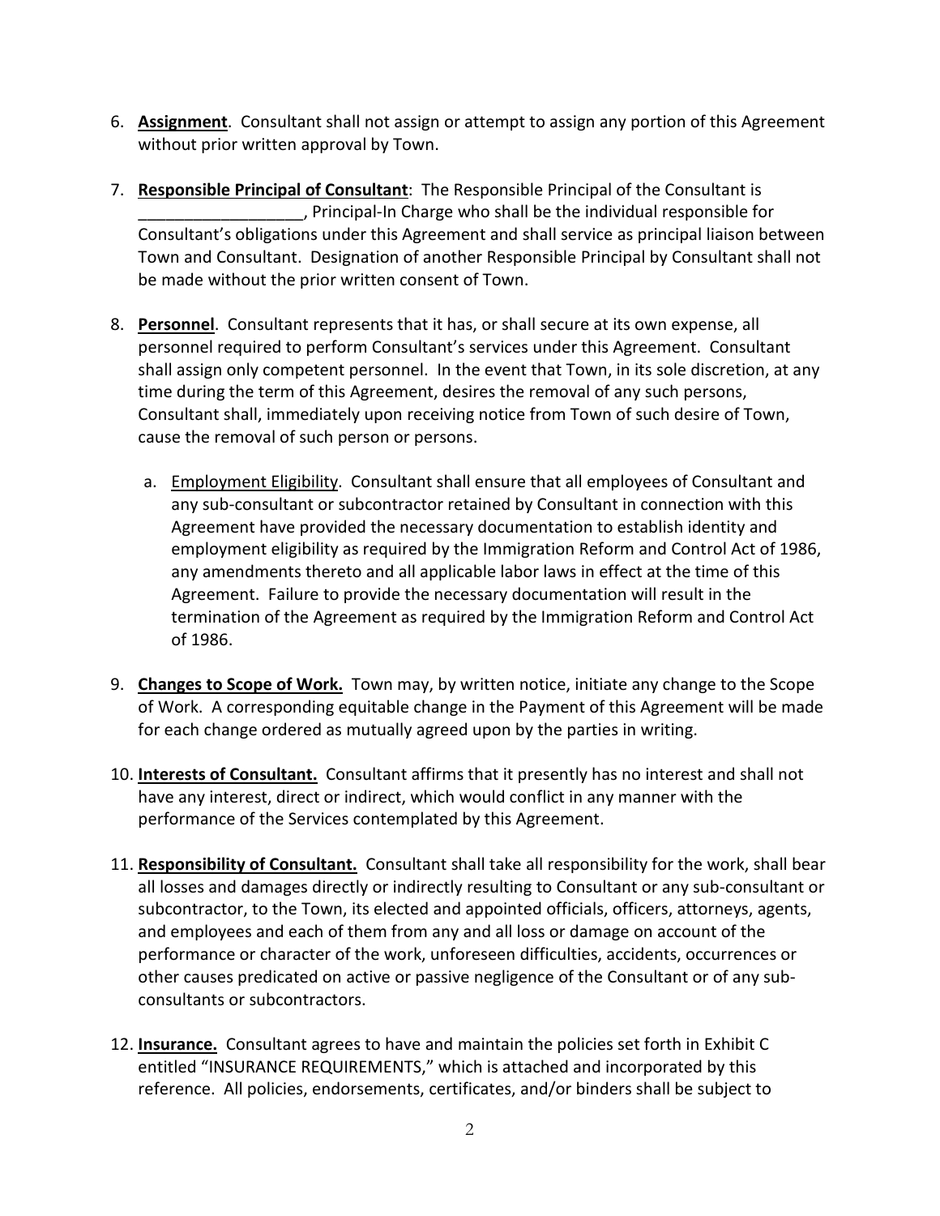6. **Assignment**. Consultant shall not assign or attempt to assign any portion of this Agreement without prior written approval by Town.

7. **Responsible Principal of Consultant**: The Responsible Principal of the Consultant is __________________, Principal-In Charge who shall be the individual responsible for Consultant's obligations under this Agreement and shall service as principal liaison between Town and Consultant. Designation of another Responsible Principal by Consultant shall not be made without the prior written consent of Town.

8. **Personnel**. Consultant represents that it has, or shall secure at its own expense, all personnel required to perform Consultant's services under this Agreement. Consultant shall assign only competent personnel. In the event that Town, in its sole discretion, at any time during the term of this Agreement, desires the removal of any such persons, Consultant shall, immediately upon receiving notice from Town of such desire of Town, cause the removal of such person or persons.

   a. Employment Eligibility. Consultant shall ensure that all employees of Consultant and any sub-consultant or subcontractor retained by Consultant in connection with this Agreement have provided the necessary documentation to establish identity and employment eligibility as required by the Immigration Reform and Control Act of 1986, any amendments thereto and all applicable labor laws in effect at the time of this Agreement. Failure to provide the necessary documentation will result in the termination of the Agreement as required by the Immigration Reform and Control Act of 1986.

9. **Changes to Scope of Work.** Town may, by written notice, initiate any change to the Scope of Work. A corresponding equitable change in the Payment of this Agreement will be made for each change ordered as mutually agreed upon by the parties in writing.

10. **Interests of Consultant.** Consultant affirms that it presently has no interest and shall not have any interest, direct or indirect, which would conflict in any manner with the performance of the Services contemplated by this Agreement.

11. **Responsibility of Consultant.** Consultant shall take all responsibility for the work, shall bear all losses and damages directly or indirectly resulting to Consultant or any sub-consultant or subcontractor, to the Town, its elected and appointed officials, officers, attorneys, agents, and employees and each of them from any and all loss or damage on account of the performance or character of the work, unforeseen difficulties, accidents, occurrences or other causes predicated on active or passive negligence of the Consultant or of any sub-consultants or subcontractors.

12. **Insurance.** Consultant agrees to have and maintain the policies set forth in Exhibit C entitled "INSURANCE REQUIREMENTS," which is attached and incorporated by this reference. All policies, endorsements, certificates, and/or binders shall be subject to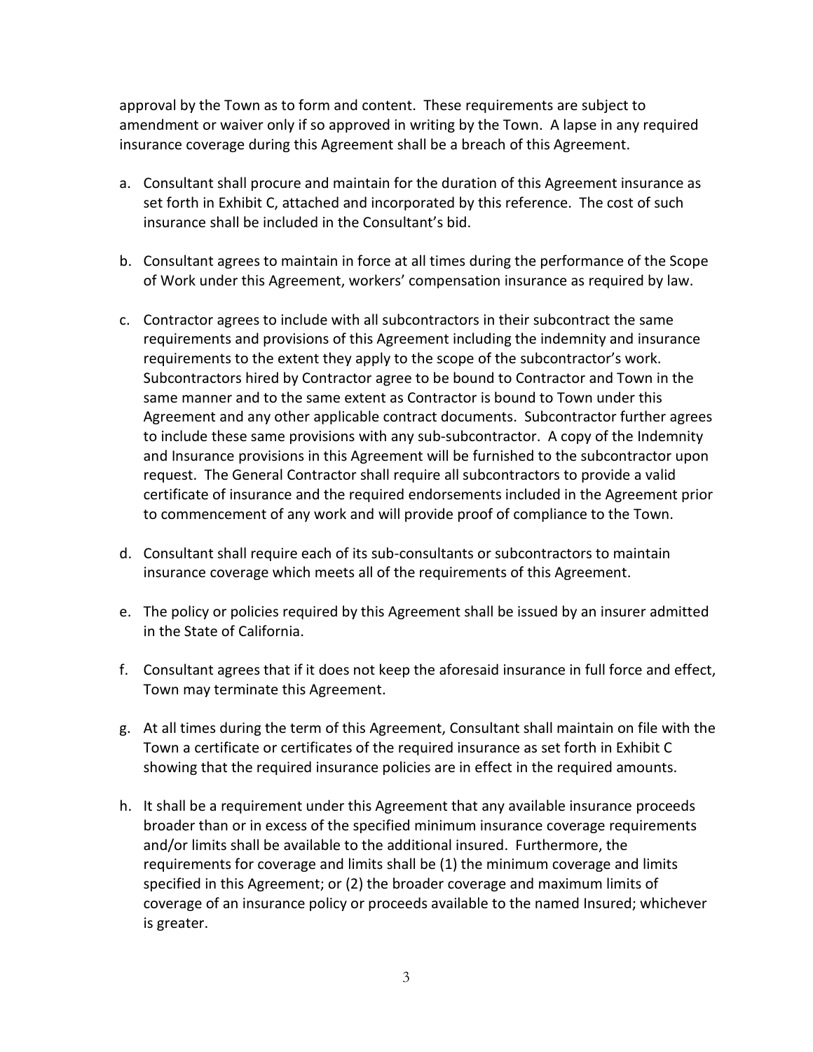approval by the Town as to form and content. These requirements are subject to amendment or waiver only if so approved in writing by the Town. A lapse in any required insurance coverage during this Agreement shall be a breach of this Agreement.

a. Consultant shall procure and maintain for the duration of this Agreement insurance as set forth in Exhibit C, attached and incorporated by this reference. The cost of such insurance shall be included in the Consultant's bid.

b. Consultant agrees to maintain in force at all times during the performance of the Scope of Work under this Agreement, workers' compensation insurance as required by law.

c. Contractor agrees to include with all subcontractors in their subcontract the same requirements and provisions of this Agreement including the indemnity and insurance requirements to the extent they apply to the scope of the subcontractor's work. Subcontractors hired by Contractor agree to be bound to Contractor and Town in the same manner and to the same extent as Contractor is bound to Town under this Agreement and any other applicable contract documents. Subcontractor further agrees to include these same provisions with any sub-subcontractor. A copy of the Indemnity and Insurance provisions in this Agreement will be furnished to the subcontractor upon request. The General Contractor shall require all subcontractors to provide a valid certificate of insurance and the required endorsements included in the Agreement prior to commencement of any work and will provide proof of compliance to the Town.

d. Consultant shall require each of its sub-consultants or subcontractors to maintain insurance coverage which meets all of the requirements of this Agreement.

e. The policy or policies required by this Agreement shall be issued by an insurer admitted in the State of California.

f. Consultant agrees that if it does not keep the aforesaid insurance in full force and effect, Town may terminate this Agreement.

g. At all times during the term of this Agreement, Consultant shall maintain on file with the Town a certificate or certificates of the required insurance as set forth in Exhibit C showing that the required insurance policies are in effect in the required amounts.

h. It shall be a requirement under this Agreement that any available insurance proceeds broader than or in excess of the specified minimum insurance coverage requirements and/or limits shall be available to the additional insured. Furthermore, the requirements for coverage and limits shall be (1) the minimum coverage and limits specified in this Agreement; or (2) the broader coverage and maximum limits of coverage of an insurance policy or proceeds available to the named Insured; whichever is greater.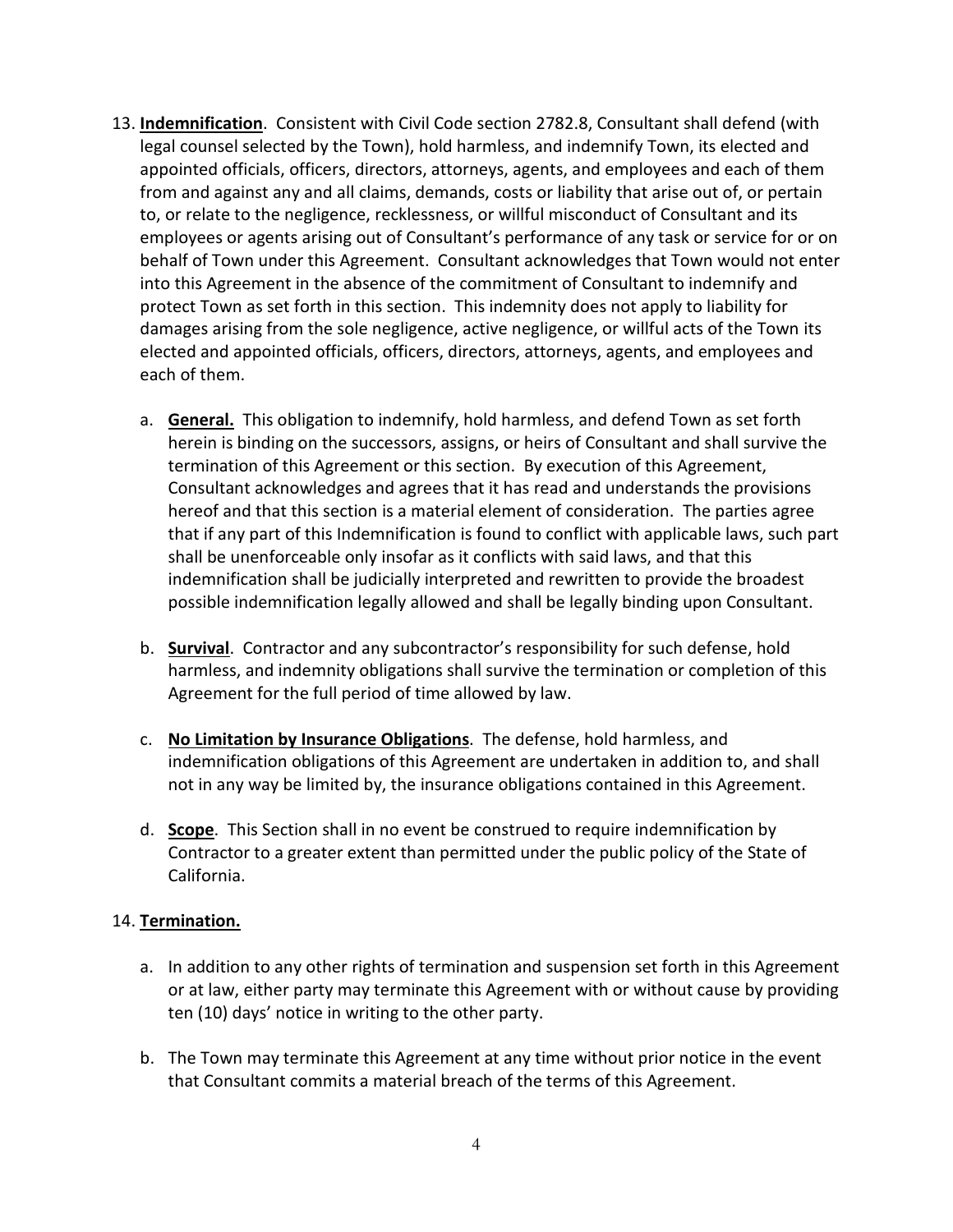13. **Indemnification**. Consistent with Civil Code section 2782.8, Consultant shall defend (with legal counsel selected by the Town), hold harmless, and indemnify Town, its elected and appointed officials, officers, directors, attorneys, agents, and employees and each of them from and against any and all claims, demands, costs or liability that arise out of, or pertain to, or relate to the negligence, recklessness, or willful misconduct of Consultant and its employees or agents arising out of Consultant's performance of any task or service for or on behalf of Town under this Agreement. Consultant acknowledges that Town would not enter into this Agreement in the absence of the commitment of Consultant to indemnify and protect Town as set forth in this section. This indemnity does not apply to liability for damages arising from the sole negligence, active negligence, or willful acts of the Town its elected and appointed officials, officers, directors, attorneys, agents, and employees and each of them.

    a. **General.** This obligation to indemnify, hold harmless, and defend Town as set forth herein is binding on the successors, assigns, or heirs of Consultant and shall survive the termination of this Agreement or this section. By execution of this Agreement, Consultant acknowledges and agrees that it has read and understands the provisions hereof and that this section is a material element of consideration. The parties agree that if any part of this Indemnification is found to conflict with applicable laws, such part shall be unenforceable only insofar as it conflicts with said laws, and that this indemnification shall be judicially interpreted and rewritten to provide the broadest possible indemnification legally allowed and shall be legally binding upon Consultant.

    b. **Survival**. Contractor and any subcontractor's responsibility for such defense, hold harmless, and indemnity obligations shall survive the termination or completion of this Agreement for the full period of time allowed by law.

    c. **No Limitation by Insurance Obligations**. The defense, hold harmless, and indemnification obligations of this Agreement are undertaken in addition to, and shall not in any way be limited by, the insurance obligations contained in this Agreement.

    d. **Scope**. This Section shall in no event be construed to require indemnification by Contractor to a greater extent than permitted under the public policy of the State of California.

14. **Termination.**

    a. In addition to any other rights of termination and suspension set forth in this Agreement or at law, either party may terminate this Agreement with or without cause by providing ten (10) days' notice in writing to the other party.

    b. The Town may terminate this Agreement at any time without prior notice in the event that Consultant commits a material breach of the terms of this Agreement.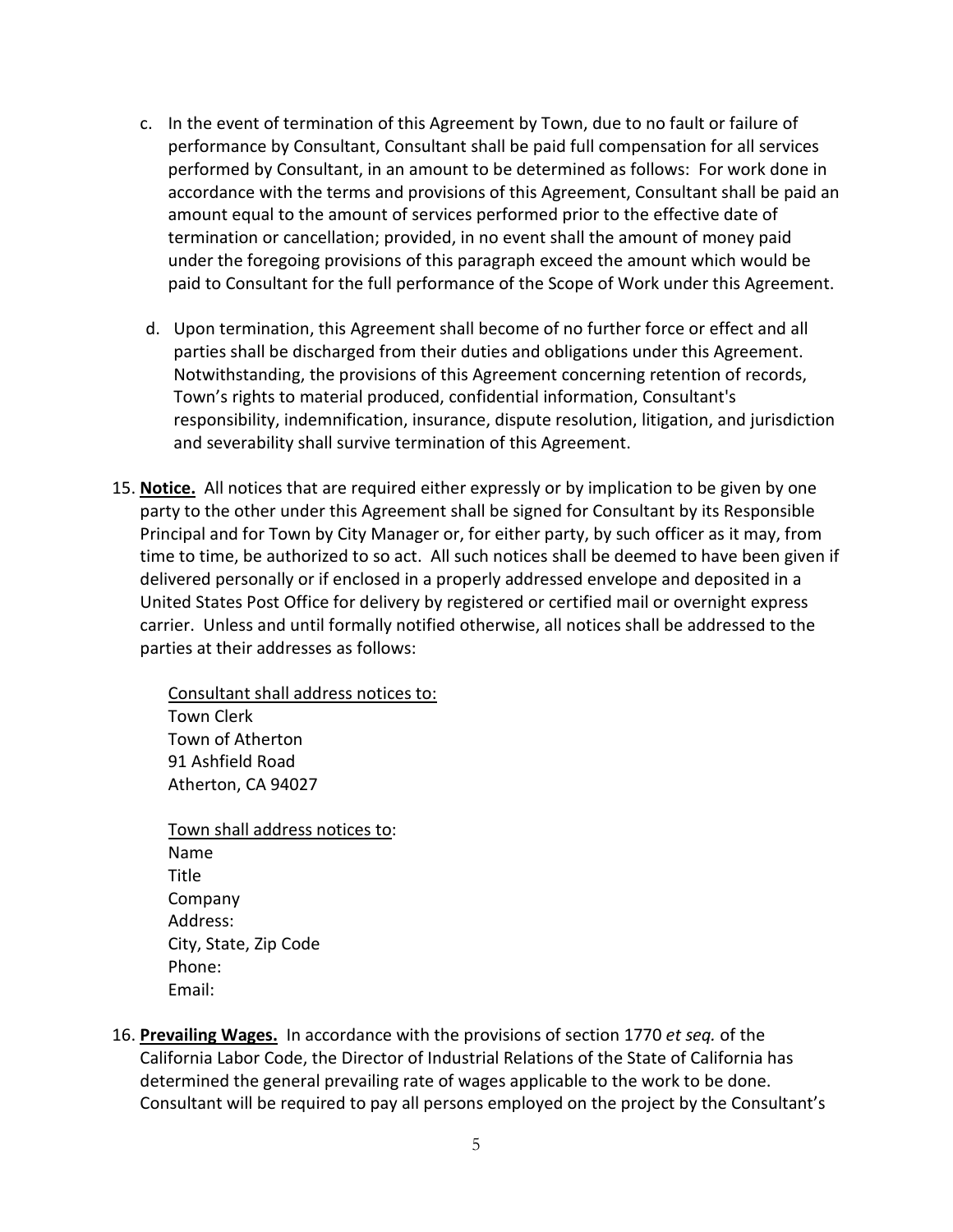c. In the event of termination of this Agreement by Town, due to no fault or failure of performance by Consultant, Consultant shall be paid full compensation for all services performed by Consultant, in an amount to be determined as follows: For work done in accordance with the terms and provisions of this Agreement, Consultant shall be paid an amount equal to the amount of services performed prior to the effective date of termination or cancellation; provided, in no event shall the amount of money paid under the foregoing provisions of this paragraph exceed the amount which would be paid to Consultant for the full performance of the Scope of Work under this Agreement.

d. Upon termination, this Agreement shall become of no further force or effect and all parties shall be discharged from their duties and obligations under this Agreement. Notwithstanding, the provisions of this Agreement concerning retention of records, Town's rights to material produced, confidential information, Consultant's responsibility, indemnification, insurance, dispute resolution, litigation, and jurisdiction and severability shall survive termination of this Agreement.

15. **Notice.** All notices that are required either expressly or by implication to be given by one party to the other under this Agreement shall be signed for Consultant by its Responsible Principal and for Town by City Manager or, for either party, by such officer as it may, from time to time, be authorized to so act. All such notices shall be deemed to have been given if delivered personally or if enclosed in a properly addressed envelope and deposited in a United States Post Office for delivery by registered or certified mail or overnight express carrier. Unless and until formally notified otherwise, all notices shall be addressed to the parties at their addresses as follows:

    Consultant shall address notices to:
    Town Clerk
    Town of Atherton
    91 Ashfield Road
    Atherton, CA 94027

    Town shall address notices to:
    Name
    Title
    Company
    Address:
    City, State, Zip Code
    Phone:
    Email:

16. **Prevailing Wages.** In accordance with the provisions of section 1770 *et seq.* of the California Labor Code, the Director of Industrial Relations of the State of California has determined the general prevailing rate of wages applicable to the work to be done. Consultant will be required to pay all persons employed on the project by the Consultant's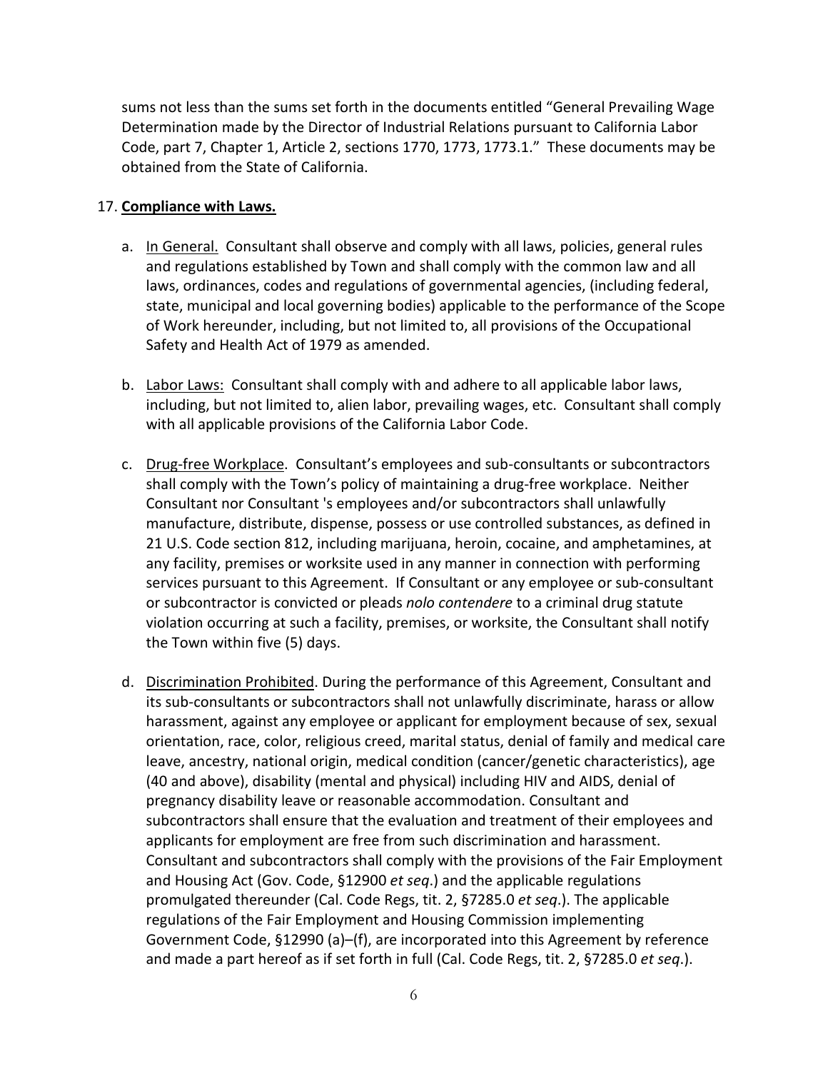sums not less than the sums set forth in the documents entitled "General Prevailing Wage Determination made by the Director of Industrial Relations pursuant to California Labor Code, part 7, Chapter 1, Article 2, sections 1770, 1773, 1773.1." These documents may be obtained from the State of California.

17. **Compliance with Laws.**

a. In General. Consultant shall observe and comply with all laws, policies, general rules and regulations established by Town and shall comply with the common law and all laws, ordinances, codes and regulations of governmental agencies, (including federal, state, municipal and local governing bodies) applicable to the performance of the Scope of Work hereunder, including, but not limited to, all provisions of the Occupational Safety and Health Act of 1979 as amended.

b. Labor Laws: Consultant shall comply with and adhere to all applicable labor laws, including, but not limited to, alien labor, prevailing wages, etc. Consultant shall comply with all applicable provisions of the California Labor Code.

c. Drug-free Workplace. Consultant's employees and sub-consultants or subcontractors shall comply with the Town's policy of maintaining a drug-free workplace. Neither Consultant nor Consultant 's employees and/or subcontractors shall unlawfully manufacture, distribute, dispense, possess or use controlled substances, as defined in 21 U.S. Code section 812, including marijuana, heroin, cocaine, and amphetamines, at any facility, premises or worksite used in any manner in connection with performing services pursuant to this Agreement. If Consultant or any employee or sub-consultant or subcontractor is convicted or pleads *nolo contendere* to a criminal drug statute violation occurring at such a facility, premises, or worksite, the Consultant shall notify the Town within five (5) days.

d. Discrimination Prohibited. During the performance of this Agreement, Consultant and its sub-consultants or subcontractors shall not unlawfully discriminate, harass or allow harassment, against any employee or applicant for employment because of sex, sexual orientation, race, color, religious creed, marital status, denial of family and medical care leave, ancestry, national origin, medical condition (cancer/genetic characteristics), age (40 and above), disability (mental and physical) including HIV and AIDS, denial of pregnancy disability leave or reasonable accommodation. Consultant and subcontractors shall ensure that the evaluation and treatment of their employees and applicants for employment are free from such discrimination and harassment. Consultant and subcontractors shall comply with the provisions of the Fair Employment and Housing Act (Gov. Code, §12900 *et seq*.) and the applicable regulations promulgated thereunder (Cal. Code Regs, tit. 2, §7285.0 *et seq*.). The applicable regulations of the Fair Employment and Housing Commission implementing Government Code, §12990 (a)–(f), are incorporated into this Agreement by reference and made a part hereof as if set forth in full (Cal. Code Regs, tit. 2, §7285.0 *et seq*.).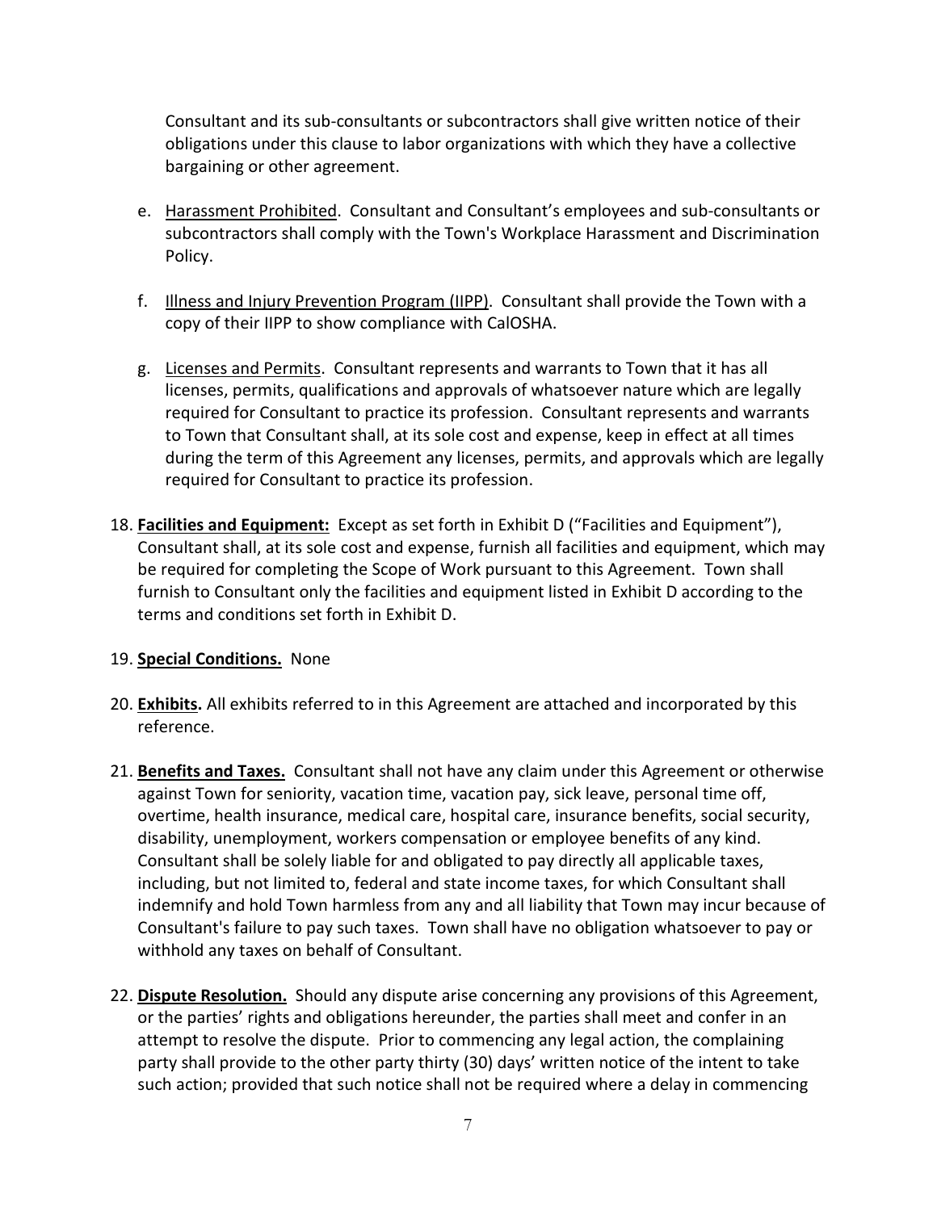Consultant and its sub-consultants or subcontractors shall give written notice of their obligations under this clause to labor organizations with which they have a collective bargaining or other agreement.

e. Harassment Prohibited. Consultant and Consultant's employees and sub-consultants or subcontractors shall comply with the Town's Workplace Harassment and Discrimination Policy.

f. Illness and Injury Prevention Program (IIPP). Consultant shall provide the Town with a copy of their IIPP to show compliance with CalOSHA.

g. Licenses and Permits. Consultant represents and warrants to Town that it has all licenses, permits, qualifications and approvals of whatsoever nature which are legally required for Consultant to practice its profession. Consultant represents and warrants to Town that Consultant shall, at its sole cost and expense, keep in effect at all times during the term of this Agreement any licenses, permits, and approvals which are legally required for Consultant to practice its profession.

18. **Facilities and Equipment:** Except as set forth in Exhibit D ("Facilities and Equipment"), Consultant shall, at its sole cost and expense, furnish all facilities and equipment, which may be required for completing the Scope of Work pursuant to this Agreement. Town shall furnish to Consultant only the facilities and equipment listed in Exhibit D according to the terms and conditions set forth in Exhibit D.

19. **Special Conditions.** None

20. **Exhibits.** All exhibits referred to in this Agreement are attached and incorporated by this reference.

21. **Benefits and Taxes.** Consultant shall not have any claim under this Agreement or otherwise against Town for seniority, vacation time, vacation pay, sick leave, personal time off, overtime, health insurance, medical care, hospital care, insurance benefits, social security, disability, unemployment, workers compensation or employee benefits of any kind. Consultant shall be solely liable for and obligated to pay directly all applicable taxes, including, but not limited to, federal and state income taxes, for which Consultant shall indemnify and hold Town harmless from any and all liability that Town may incur because of Consultant's failure to pay such taxes. Town shall have no obligation whatsoever to pay or withhold any taxes on behalf of Consultant.

22. **Dispute Resolution.** Should any dispute arise concerning any provisions of this Agreement, or the parties' rights and obligations hereunder, the parties shall meet and confer in an attempt to resolve the dispute. Prior to commencing any legal action, the complaining party shall provide to the other party thirty (30) days' written notice of the intent to take such action; provided that such notice shall not be required where a delay in commencing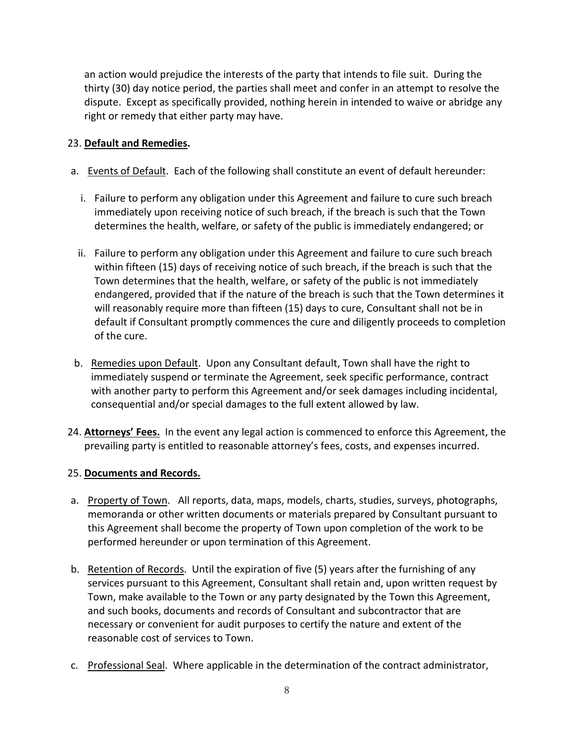an action would prejudice the interests of the party that intends to file suit. During the thirty (30) day notice period, the parties shall meet and confer in an attempt to resolve the dispute. Except as specifically provided, nothing herein in intended to waive or abridge any right or remedy that either party may have.

23. **Default and Remedies.**

a. Events of Default. Each of the following shall constitute an event of default hereunder:

   i. Failure to perform any obligation under this Agreement and failure to cure such breach immediately upon receiving notice of such breach, if the breach is such that the Town determines the health, welfare, or safety of the public is immediately endangered; or

   ii. Failure to perform any obligation under this Agreement and failure to cure such breach within fifteen (15) days of receiving notice of such breach, if the breach is such that the Town determines that the health, welfare, or safety of the public is not immediately endangered, provided that if the nature of the breach is such that the Town determines it will reasonably require more than fifteen (15) days to cure, Consultant shall not be in default if Consultant promptly commences the cure and diligently proceeds to completion of the cure.

b. Remedies upon Default. Upon any Consultant default, Town shall have the right to immediately suspend or terminate the Agreement, seek specific performance, contract with another party to perform this Agreement and/or seek damages including incidental, consequential and/or special damages to the full extent allowed by law.

24. **Attorneys' Fees.** In the event any legal action is commenced to enforce this Agreement, the prevailing party is entitled to reasonable attorney's fees, costs, and expenses incurred.

25. **Documents and Records.**

a. Property of Town. All reports, data, maps, models, charts, studies, surveys, photographs, memoranda or other written documents or materials prepared by Consultant pursuant to this Agreement shall become the property of Town upon completion of the work to be performed hereunder or upon termination of this Agreement.

b. Retention of Records. Until the expiration of five (5) years after the furnishing of any services pursuant to this Agreement, Consultant shall retain and, upon written request by Town, make available to the Town or any party designated by the Town this Agreement, and such books, documents and records of Consultant and subcontractor that are necessary or convenient for audit purposes to certify the nature and extent of the reasonable cost of services to Town.

c. Professional Seal. Where applicable in the determination of the contract administrator,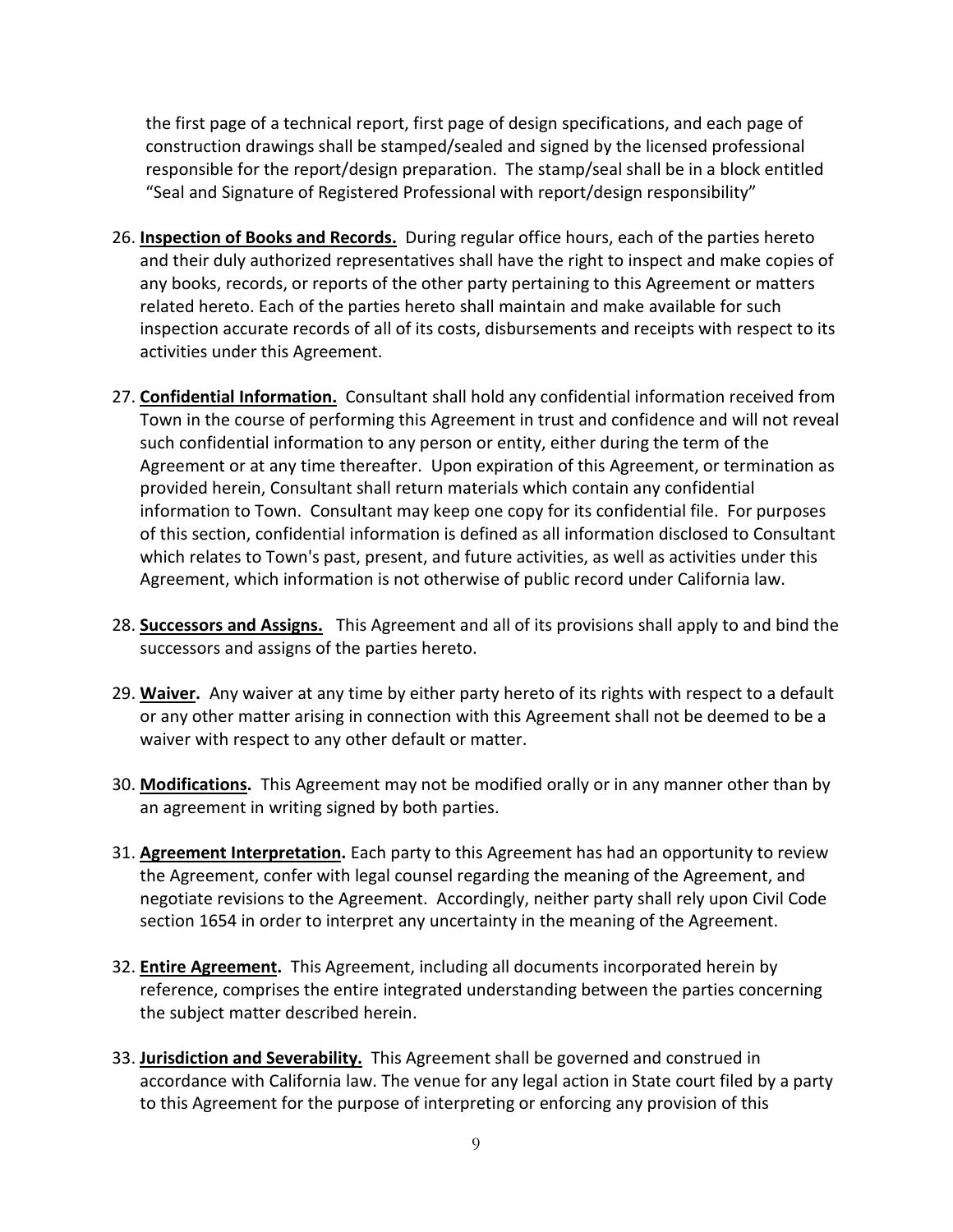the first page of a technical report, first page of design specifications, and each page of construction drawings shall be stamped/sealed and signed by the licensed professional responsible for the report/design preparation. The stamp/seal shall be in a block entitled "Seal and Signature of Registered Professional with report/design responsibility"

26. **Inspection of Books and Records.** During regular office hours, each of the parties hereto and their duly authorized representatives shall have the right to inspect and make copies of any books, records, or reports of the other party pertaining to this Agreement or matters related hereto. Each of the parties hereto shall maintain and make available for such inspection accurate records of all of its costs, disbursements and receipts with respect to its activities under this Agreement.

27. **Confidential Information.** Consultant shall hold any confidential information received from Town in the course of performing this Agreement in trust and confidence and will not reveal such confidential information to any person or entity, either during the term of the Agreement or at any time thereafter. Upon expiration of this Agreement, or termination as provided herein, Consultant shall return materials which contain any confidential information to Town. Consultant may keep one copy for its confidential file. For purposes of this section, confidential information is defined as all information disclosed to Consultant which relates to Town's past, present, and future activities, as well as activities under this Agreement, which information is not otherwise of public record under California law.

28. **Successors and Assigns.** This Agreement and all of its provisions shall apply to and bind the successors and assigns of the parties hereto.

29. **Waiver.** Any waiver at any time by either party hereto of its rights with respect to a default or any other matter arising in connection with this Agreement shall not be deemed to be a waiver with respect to any other default or matter.

30. **Modifications.** This Agreement may not be modified orally or in any manner other than by an agreement in writing signed by both parties.

31. **Agreement Interpretation.** Each party to this Agreement has had an opportunity to review the Agreement, confer with legal counsel regarding the meaning of the Agreement, and negotiate revisions to the Agreement. Accordingly, neither party shall rely upon Civil Code section 1654 in order to interpret any uncertainty in the meaning of the Agreement.

32. **Entire Agreement.** This Agreement, including all documents incorporated herein by reference, comprises the entire integrated understanding between the parties concerning the subject matter described herein.

33. **Jurisdiction and Severability.** This Agreement shall be governed and construed in accordance with California law. The venue for any legal action in State court filed by a party to this Agreement for the purpose of interpreting or enforcing any provision of this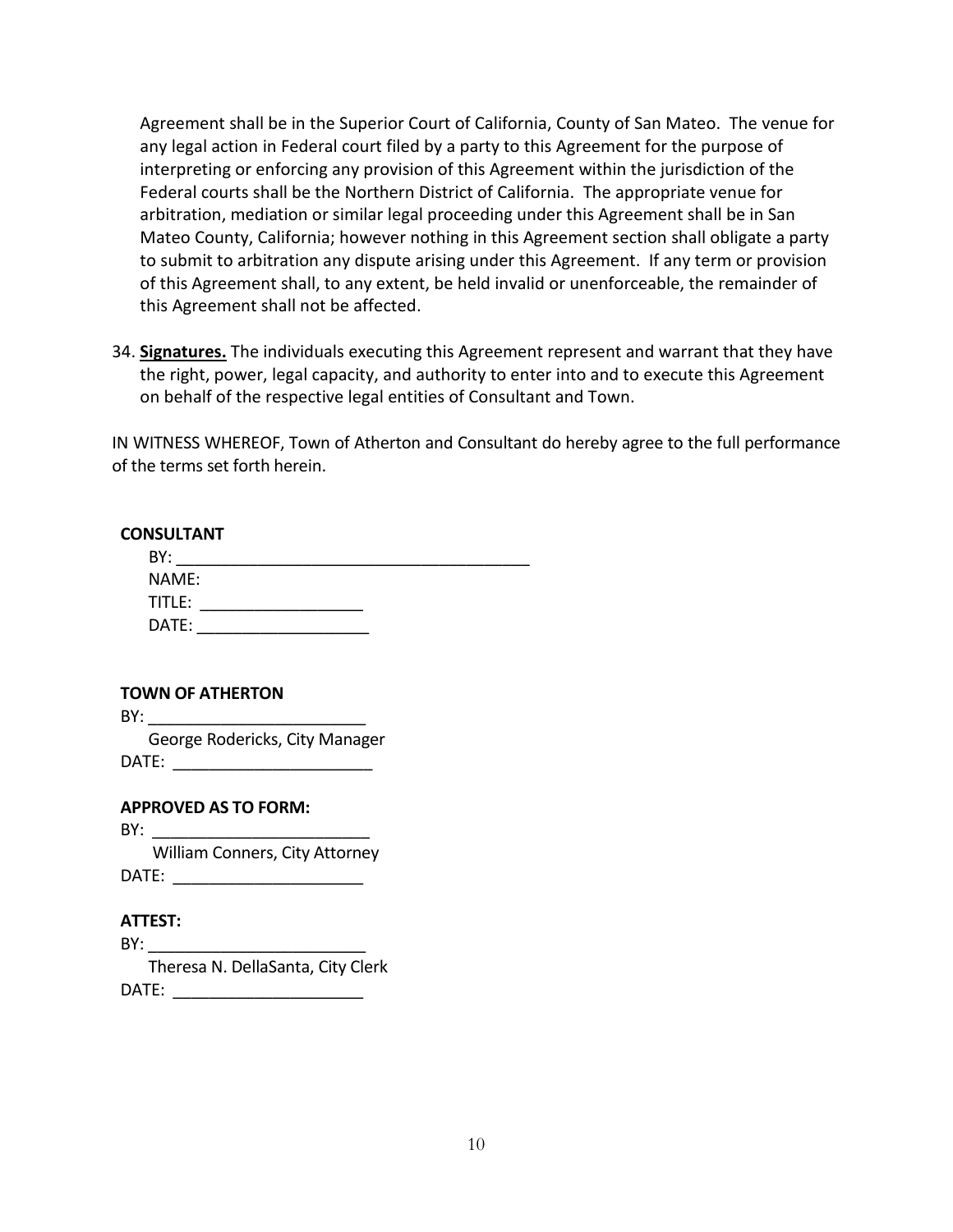Agreement shall be in the Superior Court of California, County of San Mateo. The venue for any legal action in Federal court filed by a party to this Agreement for the purpose of interpreting or enforcing any provision of this Agreement within the jurisdiction of the Federal courts shall be the Northern District of California. The appropriate venue for arbitration, mediation or similar legal proceeding under this Agreement shall be in San Mateo County, California; however nothing in this Agreement section shall obligate a party to submit to arbitration any dispute arising under this Agreement. If any term or provision of this Agreement shall, to any extent, be held invalid or unenforceable, the remainder of this Agreement shall not be affected.

34. **Signatures.** The individuals executing this Agreement represent and warrant that they have the right, power, legal capacity, and authority to enter into and to execute this Agreement on behalf of the respective legal entities of Consultant and Town.

IN WITNESS WHEREOF, Town of Atherton and Consultant do hereby agree to the full performance of the terms set forth herein.

**CONSULTANT**

BY: ________________________________________

NAME:

TITLE: __________________

DATE: ___________________

**TOWN OF ATHERTON**

BY: ________________________

George Rodericks, City Manager

DATE: ______________________

**APPROVED AS TO FORM:**

BY: ________________________

William Conners, City Attorney

DATE: _____________________

**ATTEST:**

BY: ________________________

Theresa N. DellaSanta, City Clerk

DATE: _____________________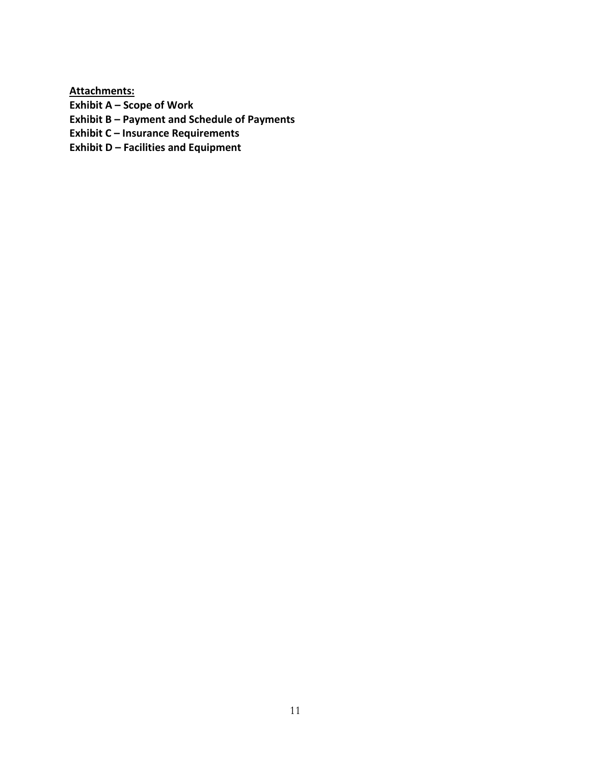**Attachments:**

**Exhibit A – Scope of Work**
**Exhibit B – Payment and Schedule of Payments**
**Exhibit C – Insurance Requirements**
**Exhibit D – Facilities and Equipment**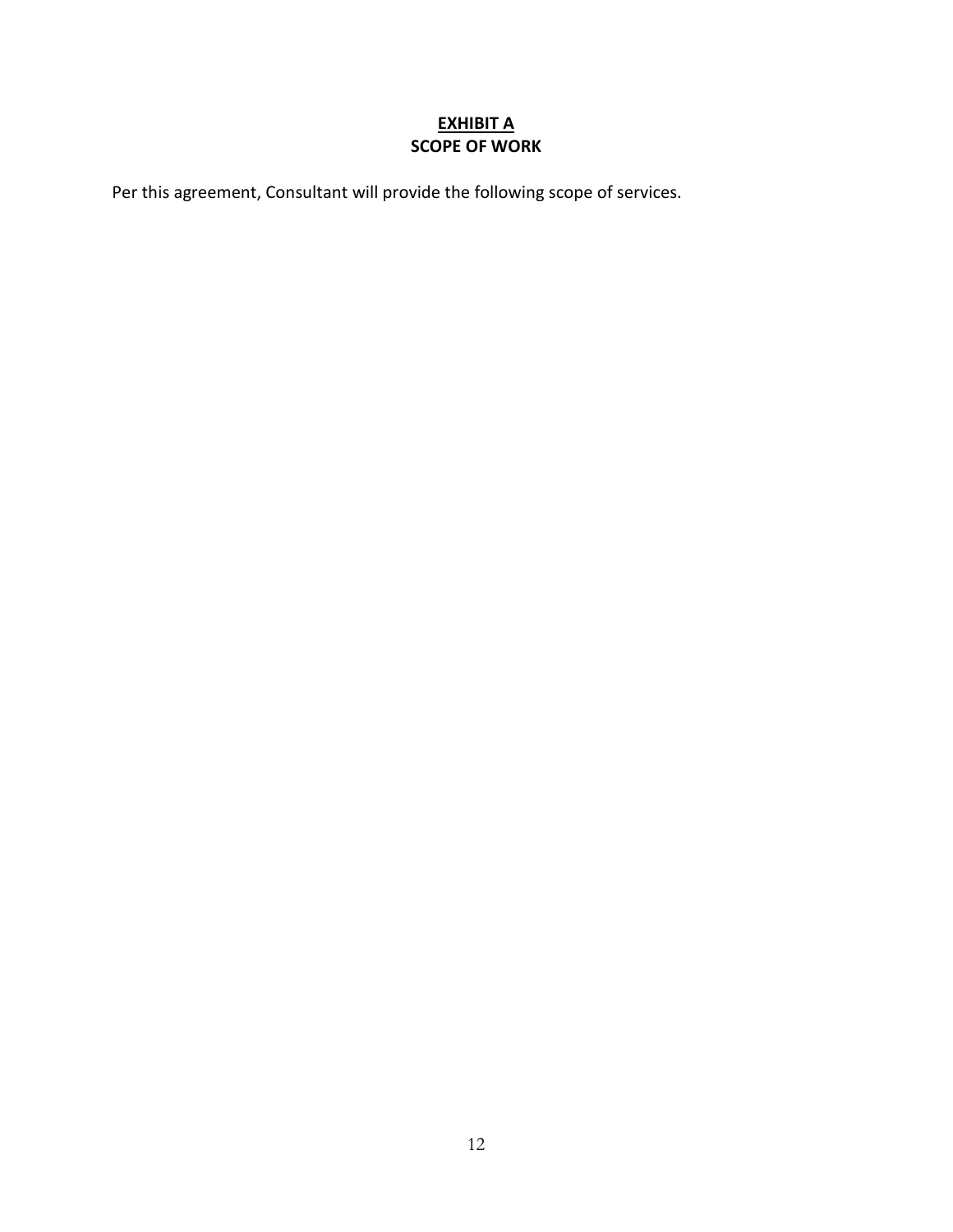## EXHIBIT A
## SCOPE OF WORK

Per this agreement, Consultant will provide the following scope of services.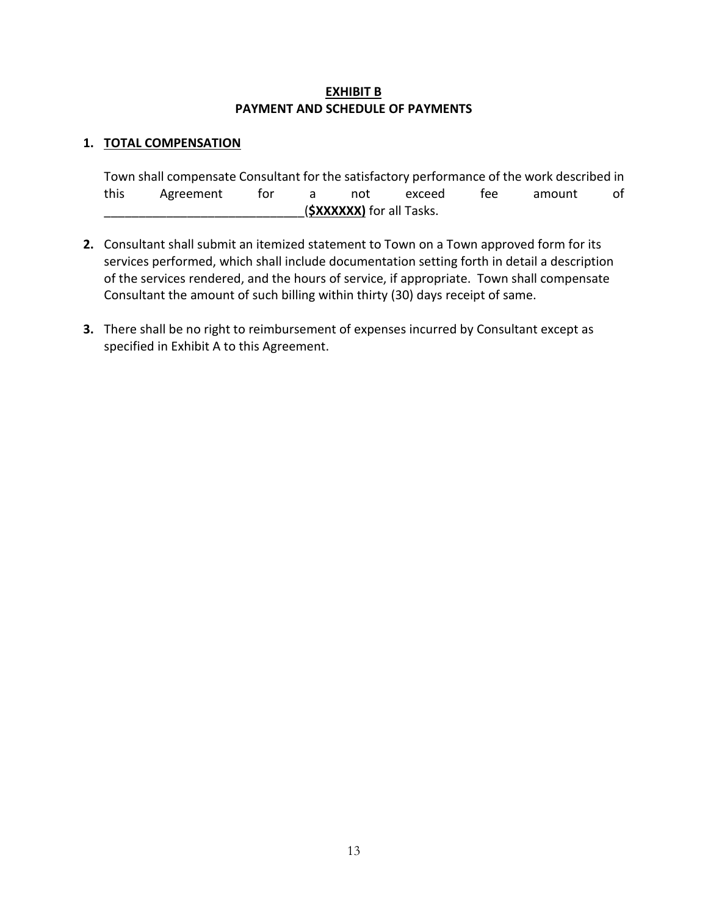# **EXHIBIT B**
## **PAYMENT AND SCHEDULE OF PAYMENTS**

1. **TOTAL COMPENSATION**

   Town shall compensate Consultant for the satisfactory performance of the work described in this Agreement for a not exceed fee amount of ____________________________(**$XXXXXX)** for all Tasks.

2. Consultant shall submit an itemized statement to Town on a Town approved form for its services performed, which shall include documentation setting forth in detail a description of the services rendered, and the hours of service, if appropriate. Town shall compensate Consultant the amount of such billing within thirty (30) days receipt of same.

3. There shall be no right to reimbursement of expenses incurred by Consultant except as specified in Exhibit A to this Agreement.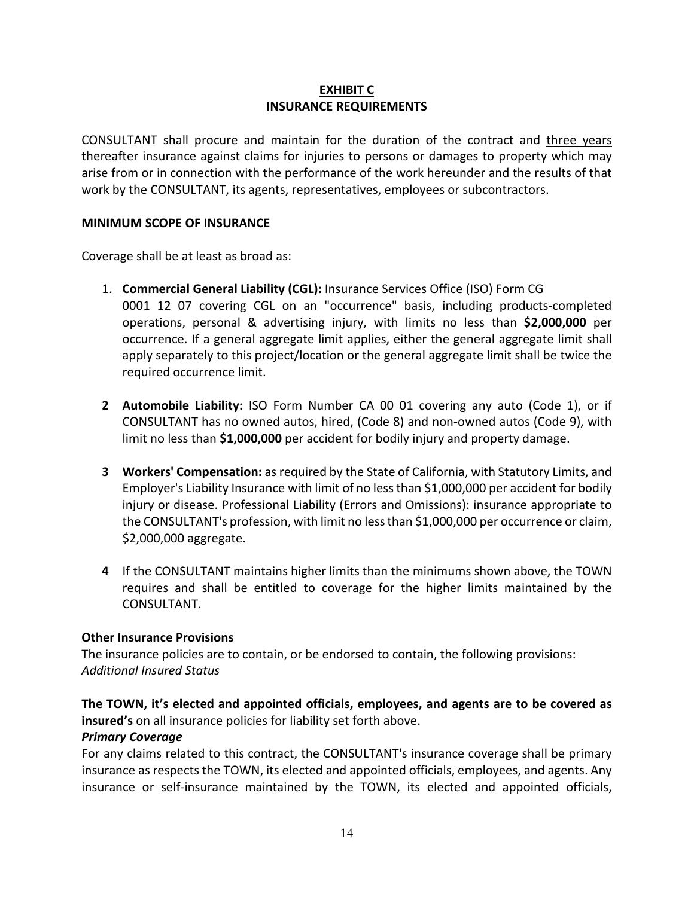## EXHIBIT C
## INSURANCE REQUIREMENTS

CONSULTANT shall procure and maintain for the duration of the contract and three years thereafter insurance against claims for injuries to persons or damages to property which may arise from or in connection with the performance of the work hereunder and the results of that work by the CONSULTANT, its agents, representatives, employees or subcontractors.

### MINIMUM SCOPE OF INSURANCE

Coverage shall be at least as broad as:

1. **Commercial General Liability (CGL):** Insurance Services Office (ISO) Form CG 0001 12 07 covering CGL on an "occurrence" basis, including products-completed operations, personal & advertising injury, with limits no less than **$2,000,000** per occurrence. If a general aggregate limit applies, either the general aggregate limit shall apply separately to this project/location or the general aggregate limit shall be twice the required occurrence limit.

2. **Automobile Liability:** ISO Form Number CA 00 01 covering any auto (Code 1), or if CONSULTANT has no owned autos, hired, (Code 8) and non-owned autos (Code 9), with limit no less than **$1,000,000** per accident for bodily injury and property damage.

3. **Workers' Compensation:** as required by the State of California, with Statutory Limits, and Employer's Liability Insurance with limit of no less than $1,000,000 per accident for bodily injury or disease. Professional Liability (Errors and Omissions): insurance appropriate to the CONSULTANT's profession, with limit no less than $1,000,000 per occurrence or claim, $2,000,000 aggregate.

4. If the CONSULTANT maintains higher limits than the minimums shown above, the TOWN requires and shall be entitled to coverage for the higher limits maintained by the CONSULTANT.

**Other Insurance Provisions**

The insurance policies are to contain, or be endorsed to contain, the following provisions:
*Additional Insured Status*

**The TOWN, it's elected and appointed officials, employees, and agents are to be covered as insured's** on all insurance policies for liability set forth above.

***Primary Coverage***

For any claims related to this contract, the CONSULTANT's insurance coverage shall be primary insurance as respects the TOWN, its elected and appointed officials, employees, and agents. Any insurance or self-insurance maintained by the TOWN, its elected and appointed officials,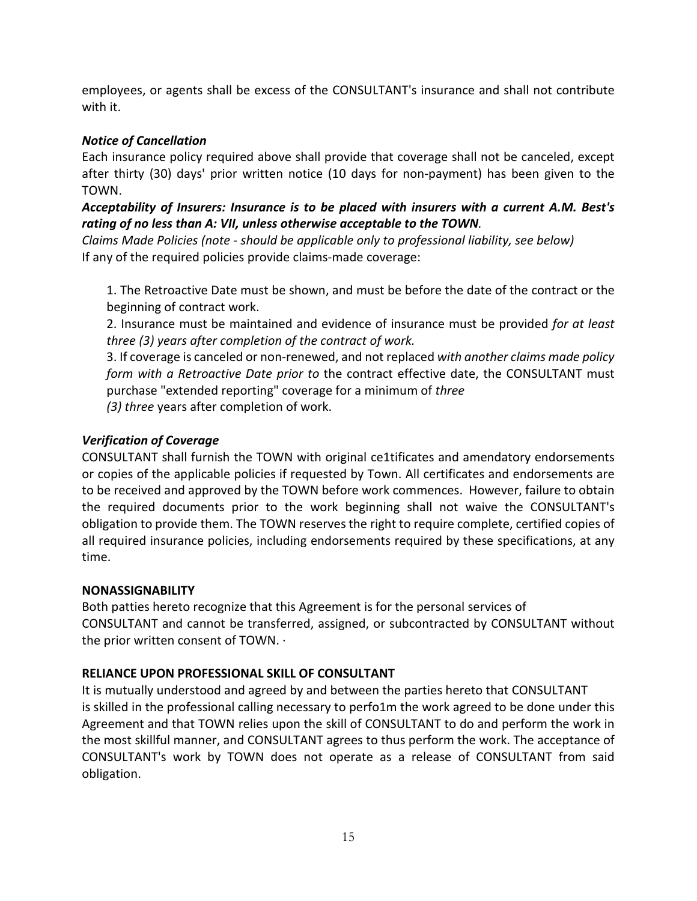employees, or agents shall be excess of the CONSULTANT's insurance and shall not contribute with it.

***Notice of Cancellation***

Each insurance policy required above shall provide that coverage shall not be canceled, except after thirty (30) days' prior written notice (10 days for non-payment) has been given to the TOWN.

***Acceptability of Insurers: Insurance is to be placed with insurers with a current A.M. Best's rating of no less than A: VII, unless otherwise acceptable to the TOWN.***

*Claims Made Policies (note - should be applicable only to professional liability, see below)*
If any of the required policies provide claims-made coverage:

1. The Retroactive Date must be shown, and must be before the date of the contract or the beginning of contract work.
2. Insurance must be maintained and evidence of insurance must be provided *for at least three (3) years after completion of the contract of work.*
3. If coverage is canceled or non-renewed, and not replaced *with another claims made policy form with a Retroactive Date prior to* the contract effective date, the CONSULTANT must purchase "extended reporting" coverage for a minimum of *three (3) three* years after completion of work.

***Verification of Coverage***

CONSULTANT shall furnish the TOWN with original ce1tificates and amendatory endorsements or copies of the applicable policies if requested by Town. All certificates and endorsements are to be received and approved by the TOWN before work commences. However, failure to obtain the required documents prior to the work beginning shall not waive the CONSULTANT's obligation to provide them. The TOWN reserves the right to require complete, certified copies of all required insurance policies, including endorsements required by these specifications, at any time.

**NONASSIGNABILITY**

Both patties hereto recognize that this Agreement is for the personal services of CONSULTANT and cannot be transferred, assigned, or subcontracted by CONSULTANT without the prior written consent of TOWN. ·

**RELIANCE UPON PROFESSIONAL SKILL OF CONSULTANT**

It is mutually understood and agreed by and between the parties hereto that CONSULTANT is skilled in the professional calling necessary to perfo1m the work agreed to be done under this Agreement and that TOWN relies upon the skill of CONSULTANT to do and perform the work in the most skillful manner, and CONSULTANT agrees to thus perform the work. The acceptance of CONSULTANT's work by TOWN does not operate as a release of CONSULTANT from said obligation.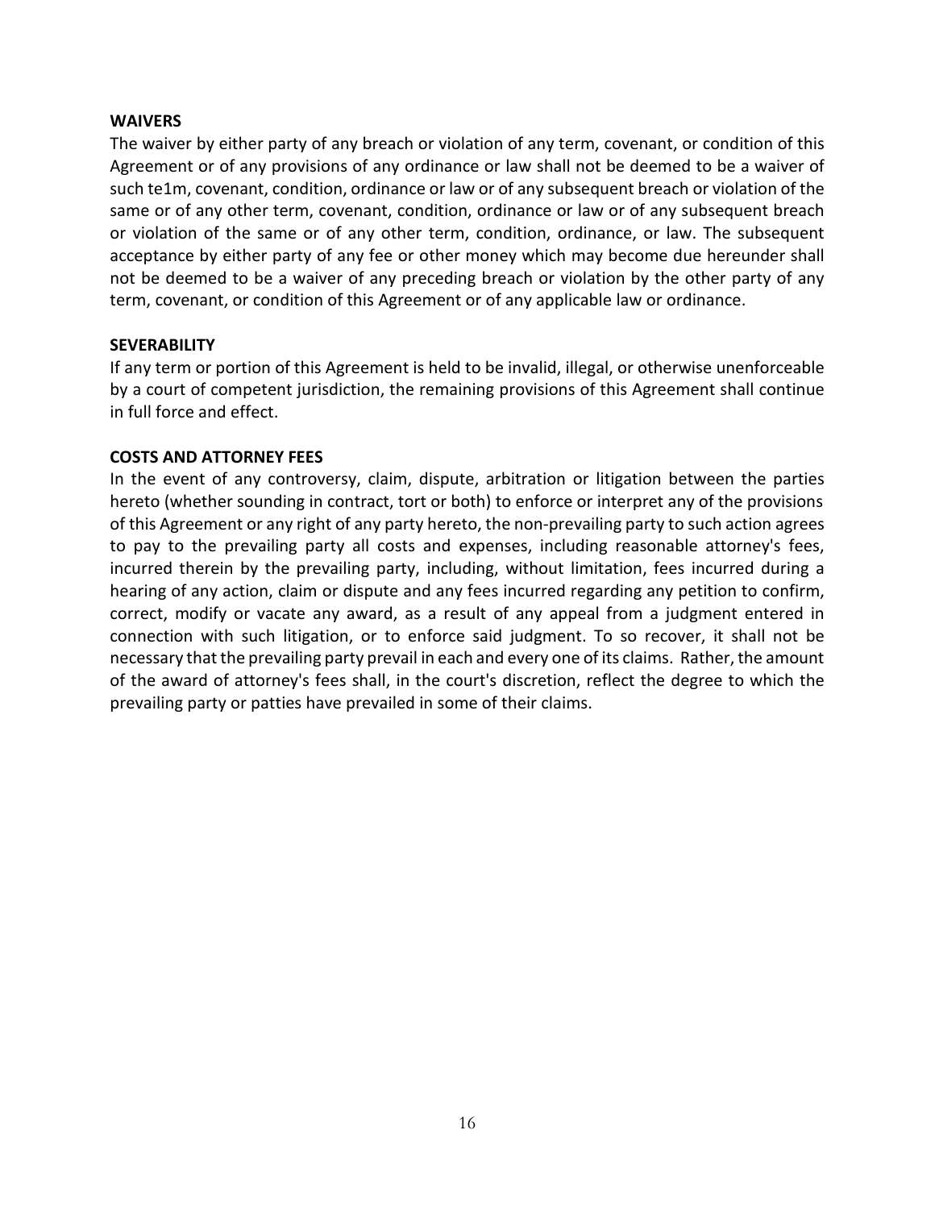**WAIVERS**

The waiver by either party of any breach or violation of any term, covenant, or condition of this Agreement or of any provisions of any ordinance or law shall not be deemed to be a waiver of such te1m, covenant, condition, ordinance or law or of any subsequent breach or violation of the same or of any other term, covenant, condition, ordinance or law or of any subsequent breach or violation of the same or of any other term, condition, ordinance, or law. The subsequent acceptance by either party of any fee or other money which may become due hereunder shall not be deemed to be a waiver of any preceding breach or violation by the other party of any term, covenant, or condition of this Agreement or of any applicable law or ordinance.

**SEVERABILITY**

If any term or portion of this Agreement is held to be invalid, illegal, or otherwise unenforceable by a court of competent jurisdiction, the remaining provisions of this Agreement shall continue in full force and effect.

**COSTS AND ATTORNEY FEES**

In the event of any controversy, claim, dispute, arbitration or litigation between the parties hereto (whether sounding in contract, tort or both) to enforce or interpret any of the provisions of this Agreement or any right of any party hereto, the non-prevailing party to such action agrees to pay to the prevailing party all costs and expenses, including reasonable attorney's fees, incurred therein by the prevailing party, including, without limitation, fees incurred during a hearing of any action, claim or dispute and any fees incurred regarding any petition to confirm, correct, modify or vacate any award, as a result of any appeal from a judgment entered in connection with such litigation, or to enforce said judgment. To so recover, it shall not be necessary that the prevailing party prevail in each and every one of its claims. Rather, the amount of the award of attorney's fees shall, in the court's discretion, reflect the degree to which the prevailing party or patties have prevailed in some of their claims.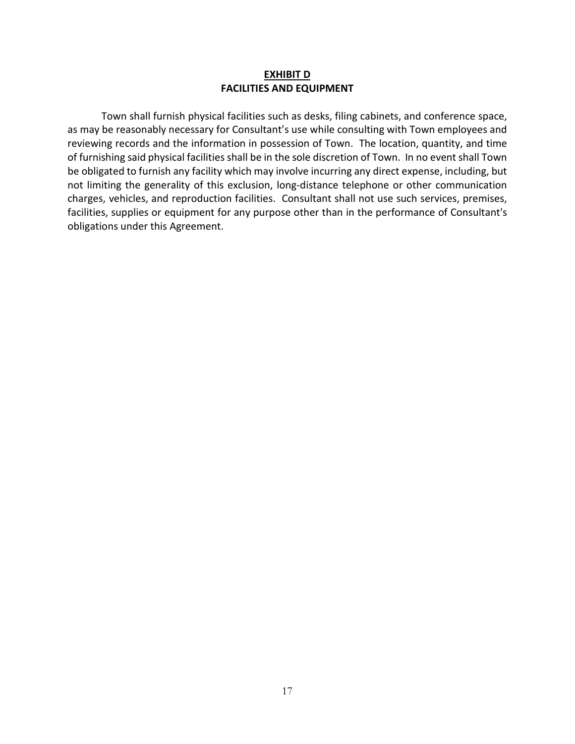# EXHIBIT D

## FACILITIES AND EQUIPMENT

Town shall furnish physical facilities such as desks, filing cabinets, and conference space, as may be reasonably necessary for Consultant's use while consulting with Town employees and reviewing records and the information in possession of Town. The location, quantity, and time of furnishing said physical facilities shall be in the sole discretion of Town. In no event shall Town be obligated to furnish any facility which may involve incurring any direct expense, including, but not limiting the generality of this exclusion, long-distance telephone or other communication charges, vehicles, and reproduction facilities. Consultant shall not use such services, premises, facilities, supplies or equipment for any purpose other than in the performance of Consultant's obligations under this Agreement.